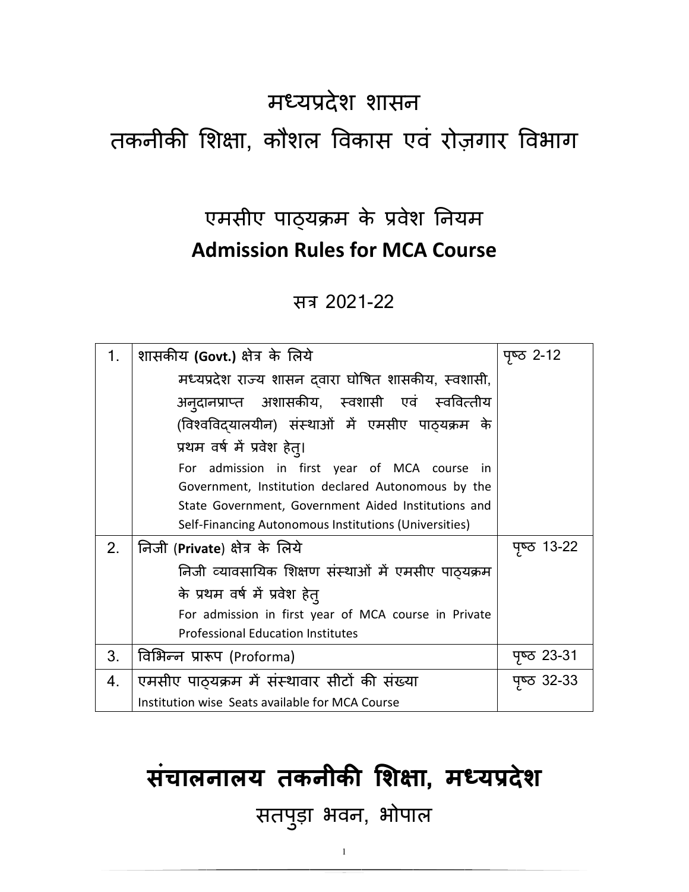# मध्यप्रदेश शासन

# तकनीकी शिक्षा, कौशल विकास एवं रोज़गार विभाग

## एमसीए पाठ्यक्रम के प्रवेश नियम
## Admission Rules for MCA Course

सत्र 2021-22

| | | |
|---|---|---|
| 1. | शासकीय **(Govt.)** क्षेत्र के लिये<br>मध्यप्रदेश राज्य शासन द्वारा घोषित शासकीय, स्वशासी, अनुदानप्राप्त अशासकीय, स्वशासी एवं स्ववित्तीय (विश्वविद्यालयीन) संस्थाओं में एमसीए पाठ्यक्रम के प्रथम वर्ष में प्रवेश हेतु।<br>For admission in first year of MCA course in Government, Institution declared Autonomous by the State Government, Government Aided Institutions and Self-Financing Autonomous Institutions (Universities) | पृष्ठ 2-12 |
| 2. | निजी (**Private**) क्षेत्र के लिये<br>निजी व्यावसायिक शिक्षण संस्थाओं में एमसीए पाठ्यक्रम के प्रथम वर्ष में प्रवेश हेतु<br>For admission in first year of MCA course in Private Professional Education Institutes | पृष्ठ 13-22 |
| 3. | विभिन्न प्रारूप (Proforma) | पृष्ठ 23-31 |
| 4. | एमसीए पाठ्यक्रम में संस्थावार सीटों की संख्या<br>Institution wise Seats available for MCA Course | पृष्ठ 32-33 |

# संचालनालय तकनीकी शिक्षा, मध्यप्रदेश

सतपुड़ा भवन, भोपाल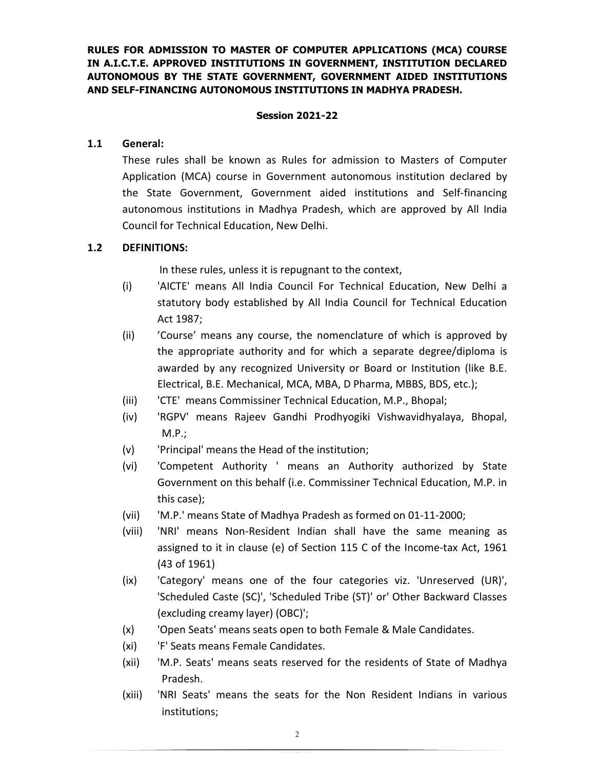**RULES FOR ADMISSION TO MASTER OF COMPUTER APPLICATIONS (MCA) COURSE IN A.I.C.T.E. APPROVED INSTITUTIONS IN GOVERNMENT, INSTITUTION DECLARED AUTONOMOUS BY THE STATE GOVERNMENT, GOVERNMENT AIDED INSTITUTIONS AND SELF-FINANCING AUTONOMOUS INSTITUTIONS IN MADHYA PRADESH.**

**Session 2021-22**

**1.1 General:**

These rules shall be known as Rules for admission to Masters of Computer Application (MCA) course in Government autonomous institution declared by the State Government, Government aided institutions and Self-financing autonomous institutions in Madhya Pradesh, which are approved by All India Council for Technical Education, New Delhi.

**1.2 DEFINITIONS:**

In these rules, unless it is repugnant to the context,

(i) 'AICTE' means All India Council For Technical Education, New Delhi a statutory body established by All India Council for Technical Education Act 1987;

(ii) 'Course' means any course, the nomenclature of which is approved by the appropriate authority and for which a separate degree/diploma is awarded by any recognized University or Board or Institution (like B.E. Electrical, B.E. Mechanical, MCA, MBA, D Pharma, MBBS, BDS, etc.);

(iii) 'CTE' means Commissiner Technical Education, M.P., Bhopal;

(iv) 'RGPV' means Rajeev Gandhi Prodhyogiki Vishwavidhyalaya, Bhopal, M.P.;

(v) 'Principal' means the Head of the institution;

(vi) 'Competent Authority ' means an Authority authorized by State Government on this behalf (i.e. Commissiner Technical Education, M.P. in this case);

(vii) 'M.P.' means State of Madhya Pradesh as formed on 01-11-2000;

(viii) 'NRI' means Non-Resident Indian shall have the same meaning as assigned to it in clause (e) of Section 115 C of the Income-tax Act, 1961 (43 of 1961)

(ix) 'Category' means one of the four categories viz. 'Unreserved (UR)', 'Scheduled Caste (SC)', 'Scheduled Tribe (ST)' or' Other Backward Classes (excluding creamy layer) (OBC)';

(x) 'Open Seats' means seats open to both Female & Male Candidates.

(xi) 'F' Seats means Female Candidates.

(xii) 'M.P. Seats' means seats reserved for the residents of State of Madhya Pradesh.

(xiii) 'NRI Seats' means the seats for the Non Resident Indians in various institutions;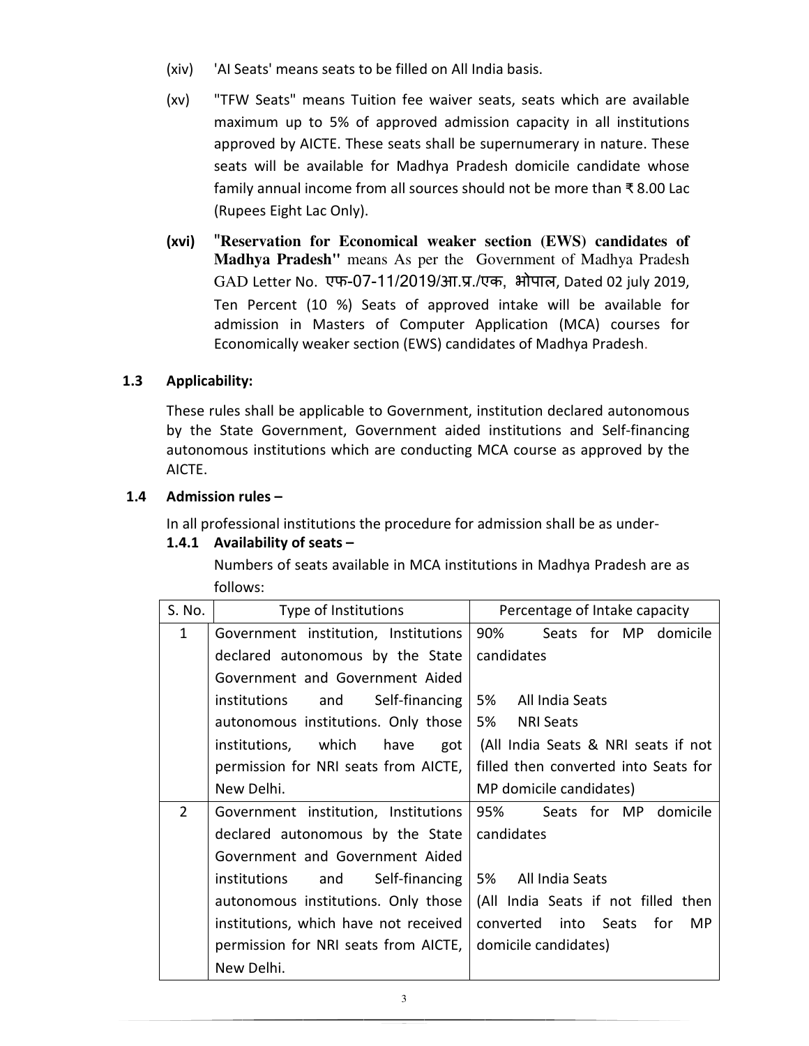(xiv) 'AI Seats' means seats to be filled on All India basis.

(xv) "TFW Seats" means Tuition fee waiver seats, seats which are available maximum up to 5% of approved admission capacity in all institutions approved by AICTE. These seats shall be supernumerary in nature. These seats will be available for Madhya Pradesh domicile candidate whose family annual income from all sources should not be more than ₹ 8.00 Lac (Rupees Eight Lac Only).

**(xvi) "Reservation for Economical weaker section (EWS) candidates of Madhya Pradesh"** means As per the Government of Madhya Pradesh GAD Letter No. एफ-07-11/2019/आ.प्र./एक, भोपाल, Dated 02 july 2019, Ten Percent (10 %) Seats of approved intake will be available for admission in Masters of Computer Application (MCA) courses for Economically weaker section (EWS) candidates of Madhya Pradesh.

### 1.3 Applicability:

These rules shall be applicable to Government, institution declared autonomous by the State Government, Government aided institutions and Self-financing autonomous institutions which are conducting MCA course as approved by the AICTE.

### 1.4 Admission rules –

In all professional institutions the procedure for admission shall be as under-

#### 1.4.1 Availability of seats –

Numbers of seats available in MCA institutions in Madhya Pradesh are as follows:

| S. No. | Type of Institutions | Percentage of Intake capacity |
|---|---|---|
| 1 | Government institution, Institutions declared autonomous by the State Government and Government Aided institutions and Self-financing autonomous institutions. Only those institutions, which have got permission for NRI seats from AICTE, New Delhi. | 90% Seats for MP domicile candidates<br><br>5% All India Seats<br>5% NRI Seats<br>(All India Seats & NRI seats if not filled then converted into Seats for MP domicile candidates) |
| 2 | Government institution, Institutions declared autonomous by the State Government and Government Aided institutions and Self-financing autonomous institutions. Only those institutions, which have not received permission for NRI seats from AICTE, New Delhi. | 95% Seats for MP domicile candidates<br><br>5% All India Seats<br>(All India Seats if not filled then converted into Seats for MP domicile candidates) |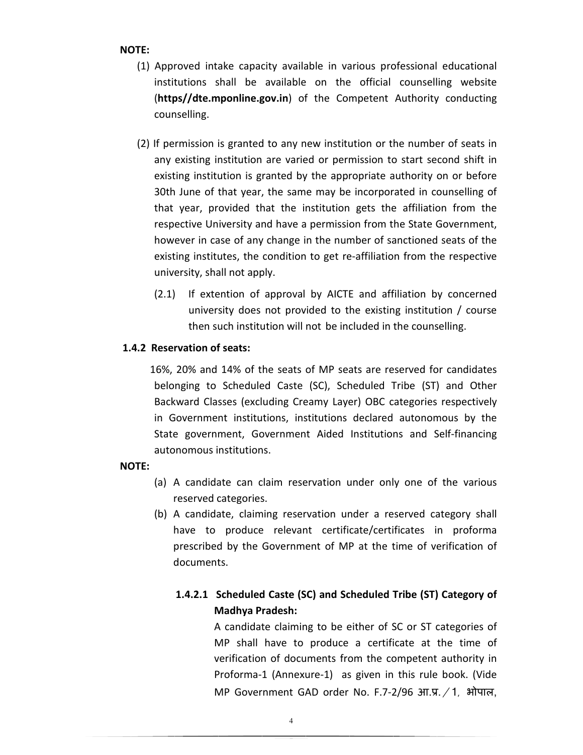**NOTE:**

(1) Approved intake capacity available in various professional educational institutions shall be available on the official counselling website (**https//dte.mponline.gov.in**) of the Competent Authority conducting counselling.

(2) If permission is granted to any new institution or the number of seats in any existing institution are varied or permission to start second shift in existing institution is granted by the appropriate authority on or before 30th June of that year, the same may be incorporated in counselling of that year, provided that the institution gets the affiliation from the respective University and have a permission from the State Government, however in case of any change in the number of sanctioned seats of the existing institutes, the condition to get re-affiliation from the respective university, shall not apply.

(2.1) If extention of approval by AICTE and affiliation by concerned university does not provided to the existing institution / course then such institution will not be included in the counselling.

**1.4.2 Reservation of seats:**

16%, 20% and 14% of the seats of MP seats are reserved for candidates belonging to Scheduled Caste (SC), Scheduled Tribe (ST) and Other Backward Classes (excluding Creamy Layer) OBC categories respectively in Government institutions, institutions declared autonomous by the State government, Government Aided Institutions and Self-financing autonomous institutions.

**NOTE:**

(a) A candidate can claim reservation under only one of the various reserved categories.

(b) A candidate, claiming reservation under a reserved category shall have to produce relevant certificate/certificates in proforma prescribed by the Government of MP at the time of verification of documents.

**1.4.2.1 Scheduled Caste (SC) and Scheduled Tribe (ST) Category of Madhya Pradesh:**

A candidate claiming to be either of SC or ST categories of MP shall have to produce a certificate at the time of verification of documents from the competent authority in Proforma-1 (Annexure-1) as given in this rule book. (Vide MP Government GAD order No. F.7-2/96 आ.प्र. / 1, भोपाल,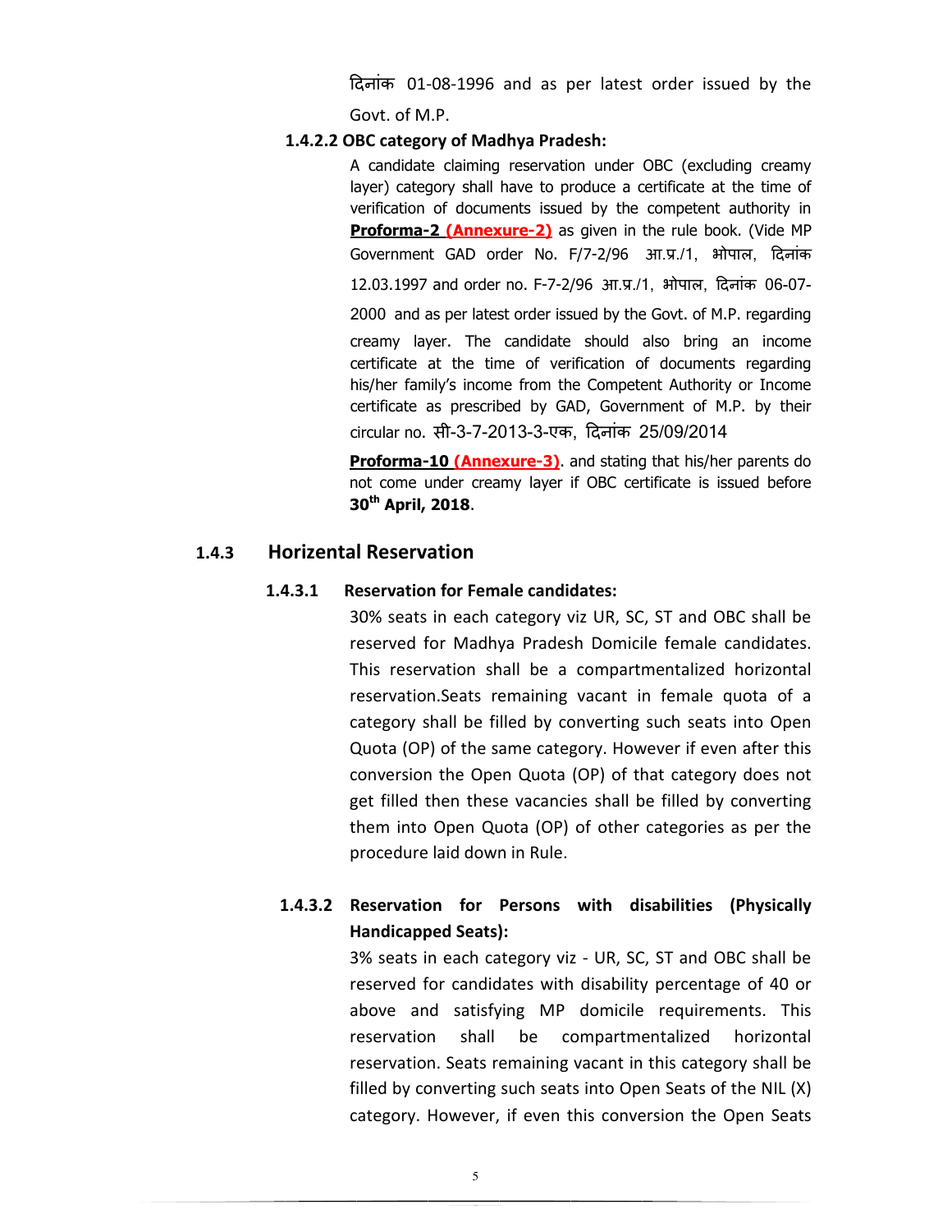दिनांक 01-08-1996 and as per latest order issued by the Govt. of M.P.

**1.4.2.2 OBC category of Madhya Pradesh:**

A candidate claiming reservation under OBC (excluding creamy layer) category shall have to produce a certificate at the time of verification of documents issued by the competent authority in **Proforma-2 (Annexure-2)** as given in the rule book. (Vide MP Government GAD order No. F/7-2/96 आ.प्र./1, भोपाल, दिनांक 12.03.1997 and order no. F-7-2/96 आ.प्र./1, भोपाल, दिनांक 06-07-2000 and as per latest order issued by the Govt. of M.P. regarding creamy layer. The candidate should also bring an income certificate at the time of verification of documents regarding his/her family's income from the Competent Authority or Income certificate as prescribed by GAD, Government of M.P. by their circular no. सी-3-7-2013-3-एक, दिनांक 25/09/2014

**Proforma-10 (Annexure-3)**. and stating that his/her parents do not come under creamy layer if OBC certificate is issued before **30th April, 2018**.

## 1.4.3 Horizental Reservation

**1.4.3.1 Reservation for Female candidates:**

30% seats in each category viz UR, SC, ST and OBC shall be reserved for Madhya Pradesh Domicile female candidates. This reservation shall be a compartmentalized horizontal reservation.Seats remaining vacant in female quota of a category shall be filled by converting such seats into Open Quota (OP) of the same category. However if even after this conversion the Open Quota (OP) of that category does not get filled then these vacancies shall be filled by converting them into Open Quota (OP) of other categories as per the procedure laid down in Rule.

**1.4.3.2 Reservation for Persons with disabilities (Physically Handicapped Seats):**

3% seats in each category viz - UR, SC, ST and OBC shall be reserved for candidates with disability percentage of 40 or above and satisfying MP domicile requirements. This reservation shall be compartmentalized horizontal reservation. Seats remaining vacant in this category shall be filled by converting such seats into Open Seats of the NIL (X) category. However, if even this conversion the Open Seats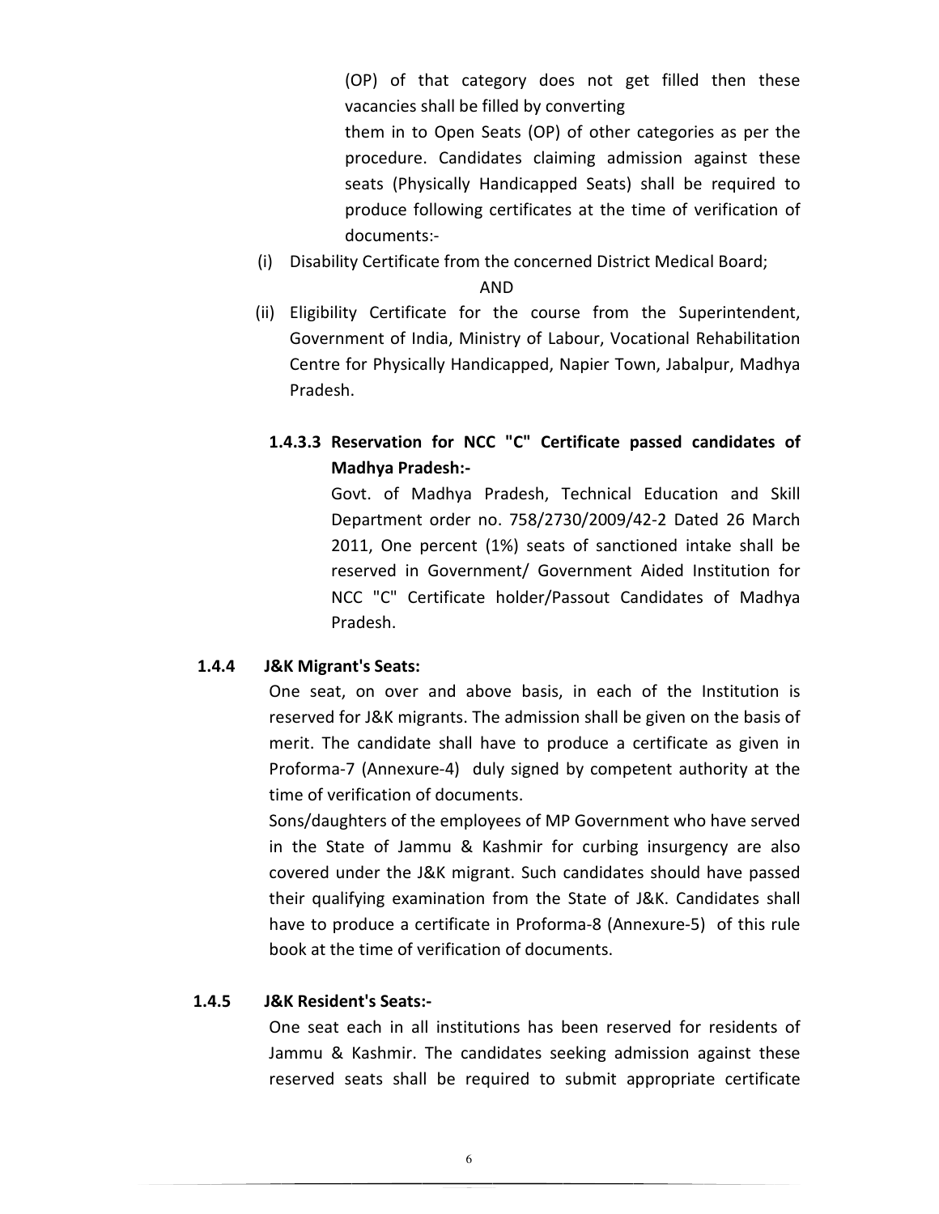(OP) of that category does not get filled then these vacancies shall be filled by converting

them in to Open Seats (OP) of other categories as per the procedure. Candidates claiming admission against these seats (Physically Handicapped Seats) shall be required to produce following certificates at the time of verification of documents:-

(i) Disability Certificate from the concerned District Medical Board;

AND

(ii) Eligibility Certificate for the course from the Superintendent, Government of India, Ministry of Labour, Vocational Rehabilitation Centre for Physically Handicapped, Napier Town, Jabalpur, Madhya Pradesh.

#### 1.4.3.3 Reservation for NCC "C" Certificate passed candidates of Madhya Pradesh:-

Govt. of Madhya Pradesh, Technical Education and Skill Department order no. 758/2730/2009/42-2 Dated 26 March 2011, One percent (1%) seats of sanctioned intake shall be reserved in Government/ Government Aided Institution for NCC "C" Certificate holder/Passout Candidates of Madhya Pradesh.

### 1.4.4 J&K Migrant's Seats:

One seat, on over and above basis, in each of the Institution is reserved for J&K migrants. The admission shall be given on the basis of merit. The candidate shall have to produce a certificate as given in Proforma-7 (Annexure-4) duly signed by competent authority at the time of verification of documents.

Sons/daughters of the employees of MP Government who have served in the State of Jammu & Kashmir for curbing insurgency are also covered under the J&K migrant. Such candidates should have passed their qualifying examination from the State of J&K. Candidates shall have to produce a certificate in Proforma-8 (Annexure-5) of this rule book at the time of verification of documents.

### 1.4.5 J&K Resident's Seats:-

One seat each in all institutions has been reserved for residents of Jammu & Kashmir. The candidates seeking admission against these reserved seats shall be required to submit appropriate certificate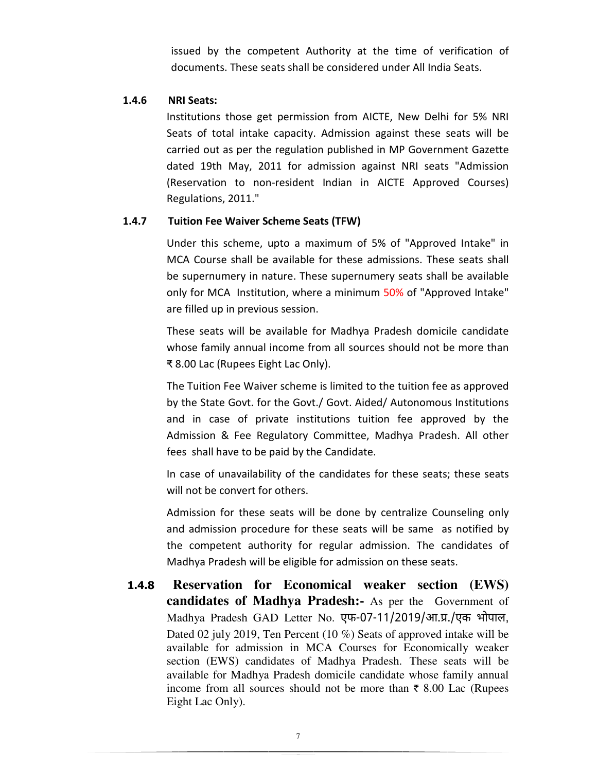issued by the competent Authority at the time of verification of documents. These seats shall be considered under All India Seats.

### 1.4.6 NRI Seats:

Institutions those get permission from AICTE, New Delhi for 5% NRI Seats of total intake capacity. Admission against these seats will be carried out as per the regulation published in MP Government Gazette dated 19th May, 2011 for admission against NRI seats "Admission (Reservation to non-resident Indian in AICTE Approved Courses) Regulations, 2011."

### 1.4.7 Tuition Fee Waiver Scheme Seats (TFW)

Under this scheme, upto a maximum of 5% of "Approved Intake" in MCA Course shall be available for these admissions. These seats shall be supernumery in nature. These supernumery seats shall be available only for MCA Institution, where a minimum 50% of "Approved Intake" are filled up in previous session.

These seats will be available for Madhya Pradesh domicile candidate whose family annual income from all sources should not be more than ₹ 8.00 Lac (Rupees Eight Lac Only).

The Tuition Fee Waiver scheme is limited to the tuition fee as approved by the State Govt. for the Govt./ Govt. Aided/ Autonomous Institutions and in case of private institutions tuition fee approved by the Admission & Fee Regulatory Committee, Madhya Pradesh. All other fees shall have to be paid by the Candidate.

In case of unavailability of the candidates for these seats; these seats will not be convert for others.

Admission for these seats will be done by centralize Counseling only and admission procedure for these seats will be same as notified by the competent authority for regular admission. The candidates of Madhya Pradesh will be eligible for admission on these seats.

### 1.4.8 Reservation for Economical weaker section (EWS) candidates of Madhya Pradesh:-

As per the Government of Madhya Pradesh GAD Letter No. एफ-07-11/2019/आ.प्र./एक भोपाल, Dated 02 july 2019, Ten Percent (10 %) Seats of approved intake will be available for admission in MCA Courses for Economically weaker section (EWS) candidates of Madhya Pradesh. These seats will be available for Madhya Pradesh domicile candidate whose family annual income from all sources should not be more than ₹ 8.00 Lac (Rupees Eight Lac Only).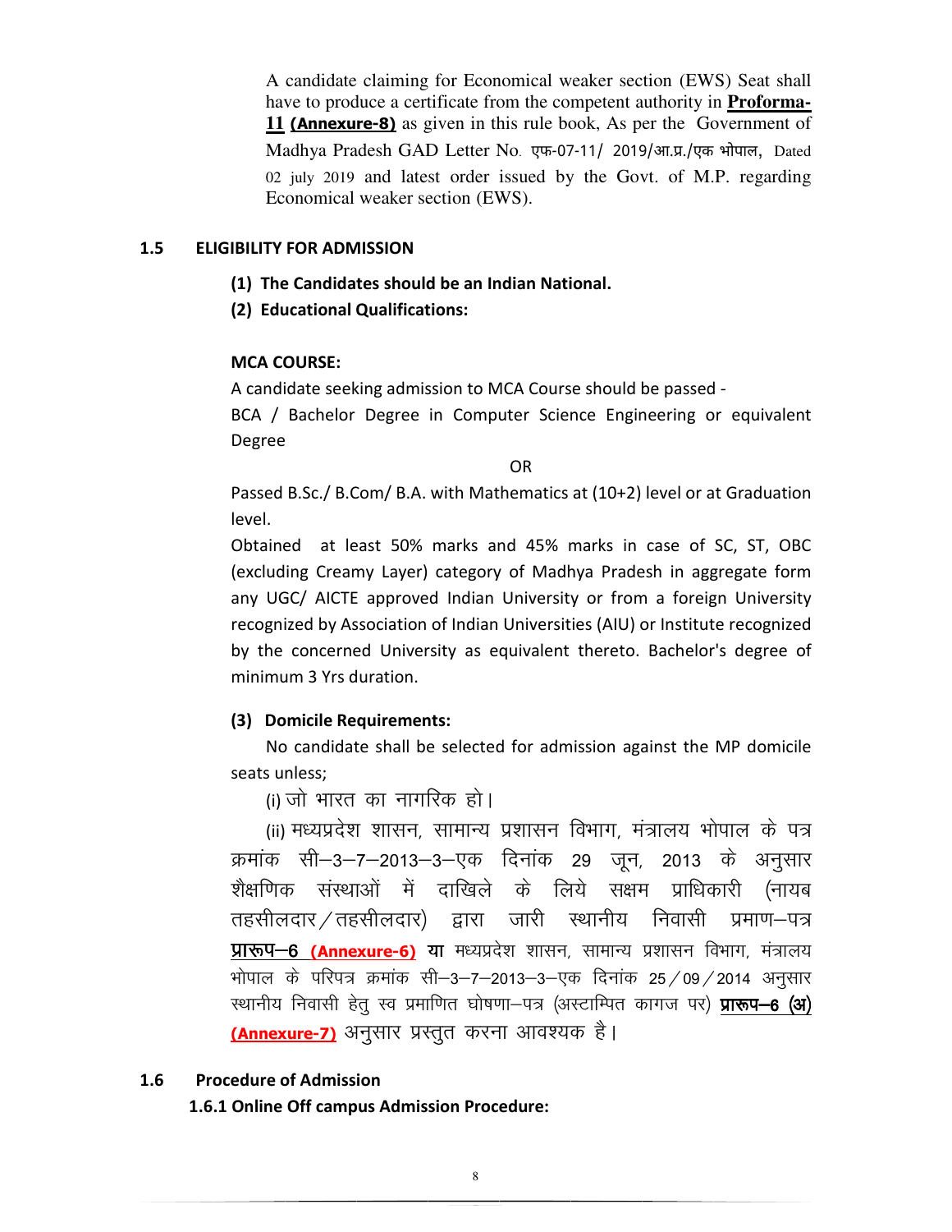A candidate claiming for Economical weaker section (EWS) Seat shall have to produce a certificate from the competent authority in **Proforma-11 (Annexure-8)** as given in this rule book, As per the Government of Madhya Pradesh GAD Letter No. एफ-07-11/ 2019/आ.प्र./एक भोपाल, Dated 02 july 2019 and latest order issued by the Govt. of M.P. regarding Economical weaker section (EWS).

## 1.5 ELIGIBILITY FOR ADMISSION

**(1) The Candidates should be an Indian National.**

**(2) Educational Qualifications:**

**MCA COURSE:**

A candidate seeking admission to MCA Course should be passed -

BCA / Bachelor Degree in Computer Science Engineering or equivalent Degree

OR

Passed B.Sc./ B.Com/ B.A. with Mathematics at (10+2) level or at Graduation level.

Obtained at least 50% marks and 45% marks in case of SC, ST, OBC (excluding Creamy Layer) category of Madhya Pradesh in aggregate form any UGC/ AICTE approved Indian University or from a foreign University recognized by Association of Indian Universities (AIU) or Institute recognized by the concerned University as equivalent thereto. Bachelor's degree of minimum 3 Yrs duration.

**(3) Domicile Requirements:**

No candidate shall be selected for admission against the MP domicile seats unless;

(i) जो भारत का नागरिक हो।

(ii) मध्यप्रदेश शासन, सामान्य प्रशासन विभाग, मंत्रालय भोपाल के पत्र क्रमांक सी–3–7–2013–3–एक दिनांक 29 जून, 2013 के अनुसार शैक्षणिक संस्थाओं में दाखिले के लिये सक्षम प्राधिकारी (नायब तहसीलदार/तहसीलदार) द्वारा जारी स्थानीय निवासी प्रमाण–पत्र **प्रारूप–6 (Annexure-6) या** मध्यप्रदेश शासन, सामान्य प्रशासन विभाग, मंत्रालय भोपाल के परिपत्र क्रमांक सी–3–7–2013–3–एक दिनांक 25/09/2014 अनुसार स्थानीय निवासी हेतु स्व प्रमाणित घोषणा–पत्र (अस्टाम्पित कागज पर) **प्रारूप–6 (अ) (Annexure-7)** अनुसार प्रस्तुत करना आवश्यक है।

## 1.6 Procedure of Admission

### 1.6.1 Online Off campus Admission Procedure: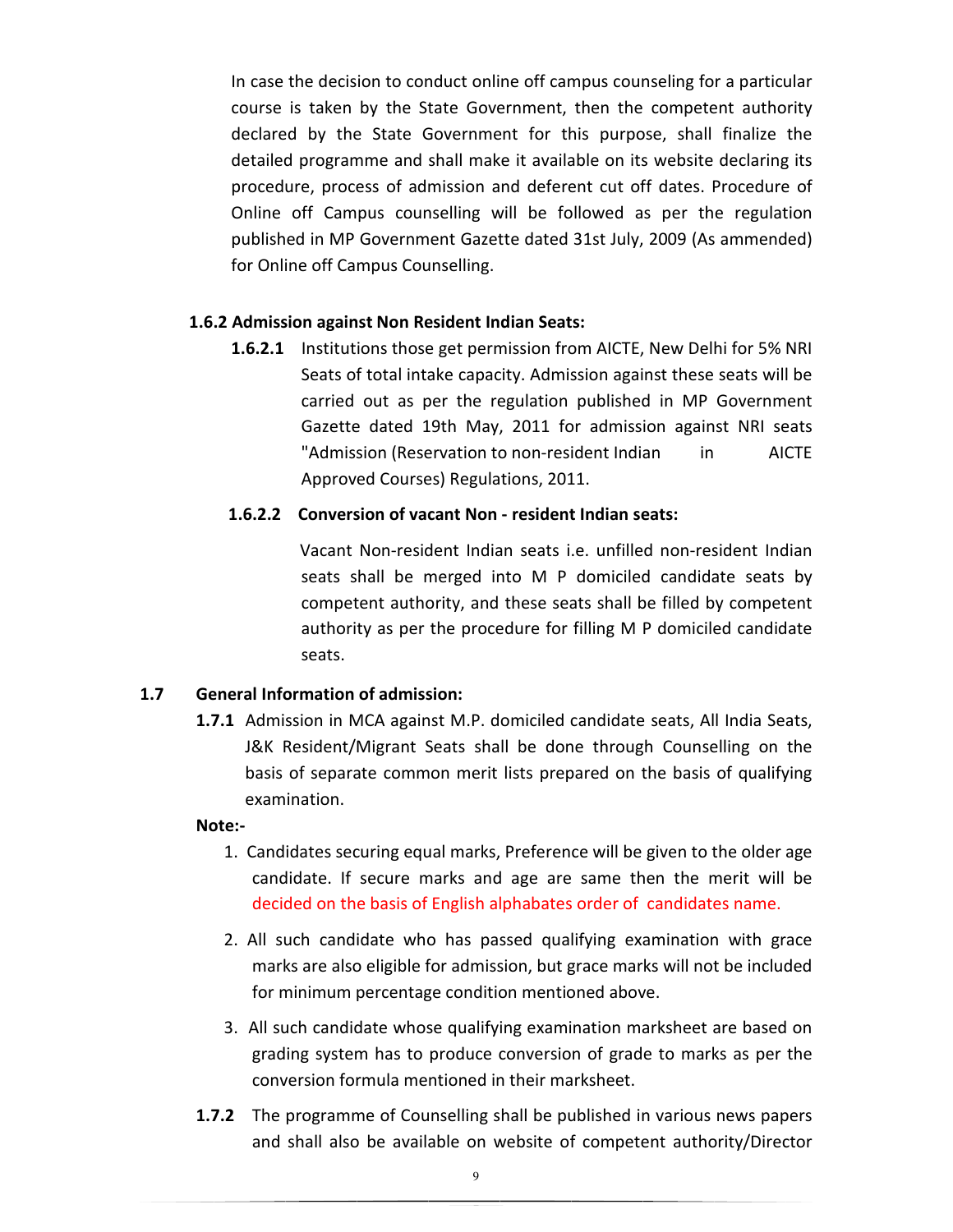In case the decision to conduct online off campus counseling for a particular course is taken by the State Government, then the competent authority declared by the State Government for this purpose, shall finalize the detailed programme and shall make it available on its website declaring its procedure, process of admission and deferent cut off dates. Procedure of Online off Campus counselling will be followed as per the regulation published in MP Government Gazette dated 31st July, 2009 (As ammended) for Online off Campus Counselling.

### 1.6.2 Admission against Non Resident Indian Seats:

**1.6.2.1** Institutions those get permission from AICTE, New Delhi for 5% NRI Seats of total intake capacity. Admission against these seats will be carried out as per the regulation published in MP Government Gazette dated 19th May, 2011 for admission against NRI seats "Admission (Reservation to non-resident Indian in AICTE Approved Courses) Regulations, 2011.

**1.6.2.2 Conversion of vacant Non - resident Indian seats:**

Vacant Non-resident Indian seats i.e. unfilled non-resident Indian seats shall be merged into M P domiciled candidate seats by competent authority, and these seats shall be filled by competent authority as per the procedure for filling M P domiciled candidate seats.

## 1.7 General Information of admission:

**1.7.1** Admission in MCA against M.P. domiciled candidate seats, All India Seats, J&K Resident/Migrant Seats shall be done through Counselling on the basis of separate common merit lists prepared on the basis of qualifying examination.

**Note:-**

1. Candidates securing equal marks, Preference will be given to the older age candidate. If secure marks and age are same then the merit will be decided on the basis of English alphabates order of candidates name.
2. All such candidate who has passed qualifying examination with grace marks are also eligible for admission, but grace marks will not be included for minimum percentage condition mentioned above.
3. All such candidate whose qualifying examination marksheet are based on grading system has to produce conversion of grade to marks as per the conversion formula mentioned in their marksheet.

**1.7.2** The programme of Counselling shall be published in various news papers and shall also be available on website of competent authority/Director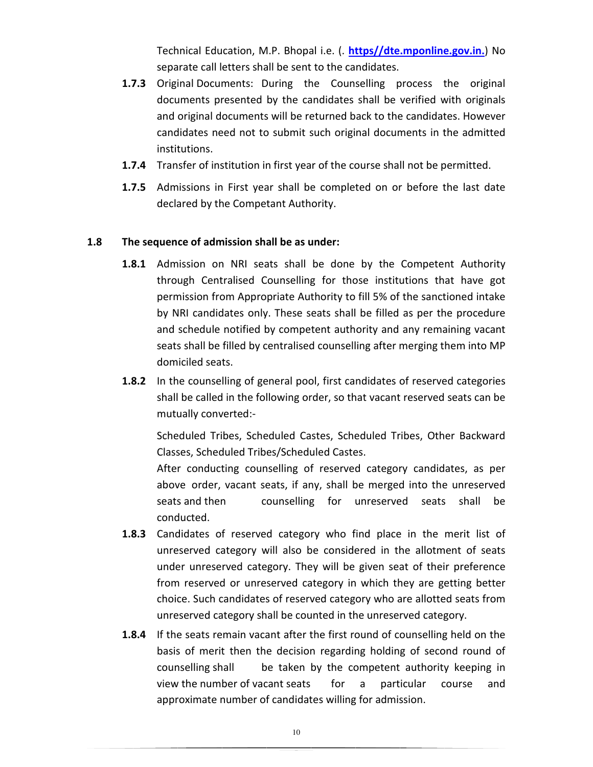Technical Education, M.P. Bhopal i.e. (. **https//dte.mponline.gov.in.**) No separate call letters shall be sent to the candidates.

**1.7.3** Original Documents: During the Counselling process the original documents presented by the candidates shall be verified with originals and original documents will be returned back to the candidates. However candidates need not to submit such original documents in the admitted institutions.

**1.7.4** Transfer of institution in first year of the course shall not be permitted.

**1.7.5** Admissions in First year shall be completed on or before the last date declared by the Competant Authority.

**1.8 The sequence of admission shall be as under:**

**1.8.1** Admission on NRI seats shall be done by the Competent Authority through Centralised Counselling for those institutions that have got permission from Appropriate Authority to fill 5% of the sanctioned intake by NRI candidates only. These seats shall be filled as per the procedure and schedule notified by competent authority and any remaining vacant seats shall be filled by centralised counselling after merging them into MP domiciled seats.

**1.8.2** In the counselling of general pool, first candidates of reserved categories shall be called in the following order, so that vacant reserved seats can be mutually converted:-

Scheduled Tribes, Scheduled Castes, Scheduled Tribes, Other Backward Classes, Scheduled Tribes/Scheduled Castes.

After conducting counselling of reserved category candidates, as per above order, vacant seats, if any, shall be merged into the unreserved seats and then counselling for unreserved seats shall be conducted.

**1.8.3** Candidates of reserved category who find place in the merit list of unreserved category will also be considered in the allotment of seats under unreserved category. They will be given seat of their preference from reserved or unreserved category in which they are getting better choice. Such candidates of reserved category who are allotted seats from unreserved category shall be counted in the unreserved category.

**1.8.4** If the seats remain vacant after the first round of counselling held on the basis of merit then the decision regarding holding of second round of counselling shall be taken by the competent authority keeping in view the number of vacant seats for a particular course and approximate number of candidates willing for admission.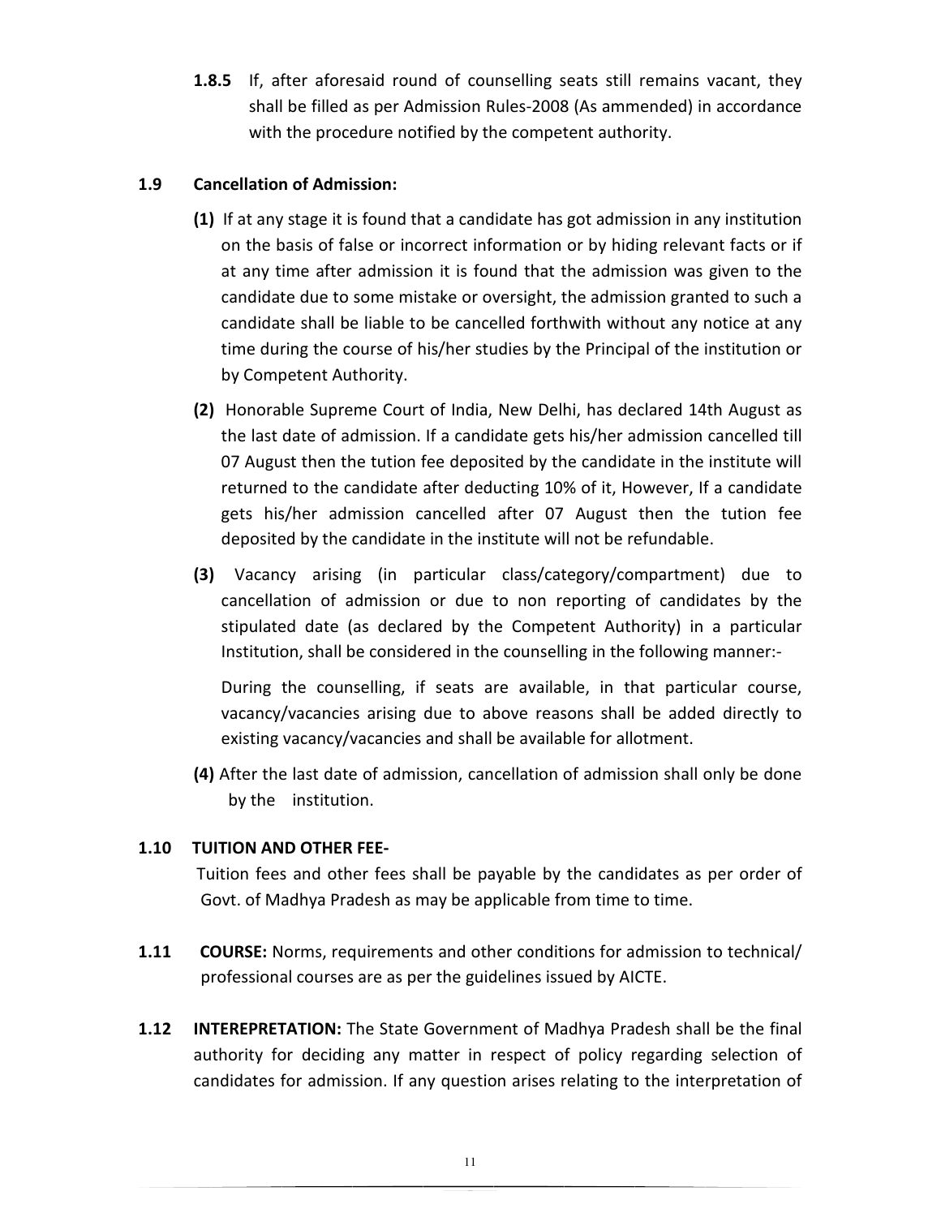**1.8.5** If, after aforesaid round of counselling seats still remains vacant, they shall be filled as per Admission Rules-2008 (As ammended) in accordance with the procedure notified by the competent authority.

**1.9 Cancellation of Admission:**

**(1)** If at any stage it is found that a candidate has got admission in any institution on the basis of false or incorrect information or by hiding relevant facts or if at any time after admission it is found that the admission was given to the candidate due to some mistake or oversight, the admission granted to such a candidate shall be liable to be cancelled forthwith without any notice at any time during the course of his/her studies by the Principal of the institution or by Competent Authority.

**(2)** Honorable Supreme Court of India, New Delhi, has declared 14th August as the last date of admission. If a candidate gets his/her admission cancelled till 07 August then the tution fee deposited by the candidate in the institute will returned to the candidate after deducting 10% of it, However, If a candidate gets his/her admission cancelled after 07 August then the tution fee deposited by the candidate in the institute will not be refundable.

**(3)** Vacancy arising (in particular class/category/compartment) due to cancellation of admission or due to non reporting of candidates by the stipulated date (as declared by the Competent Authority) in a particular Institution, shall be considered in the counselling in the following manner:-

During the counselling, if seats are available, in that particular course, vacancy/vacancies arising due to above reasons shall be added directly to existing vacancy/vacancies and shall be available for allotment.

**(4)** After the last date of admission, cancellation of admission shall only be done by the institution.

**1.10 TUITION AND OTHER FEE-**

Tuition fees and other fees shall be payable by the candidates as per order of Govt. of Madhya Pradesh as may be applicable from time to time.

**1.11 COURSE:** Norms, requirements and other conditions for admission to technical/ professional courses are as per the guidelines issued by AICTE.

**1.12 INTEREPRETATION:** The State Government of Madhya Pradesh shall be the final authority for deciding any matter in respect of policy regarding selection of candidates for admission. If any question arises relating to the interpretation of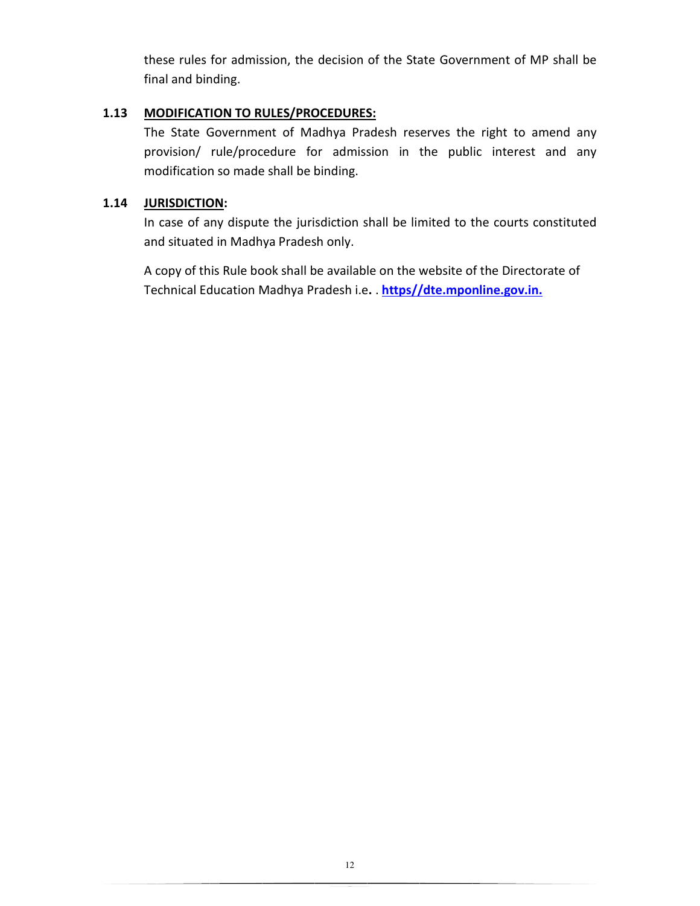these rules for admission, the decision of the State Government of MP shall be final and binding.

### 1.13 MODIFICATION TO RULES/PROCEDURES:

The State Government of Madhya Pradesh reserves the right to amend any provision/ rule/procedure for admission in the public interest and any modification so made shall be binding.

### 1.14 JURISDICTION:

In case of any dispute the jurisdiction shall be limited to the courts constituted and situated in Madhya Pradesh only.

A copy of this Rule book shall be available on the website of the Directorate of Technical Education Madhya Pradesh i.e. . **https//dte.mponline.gov.in.**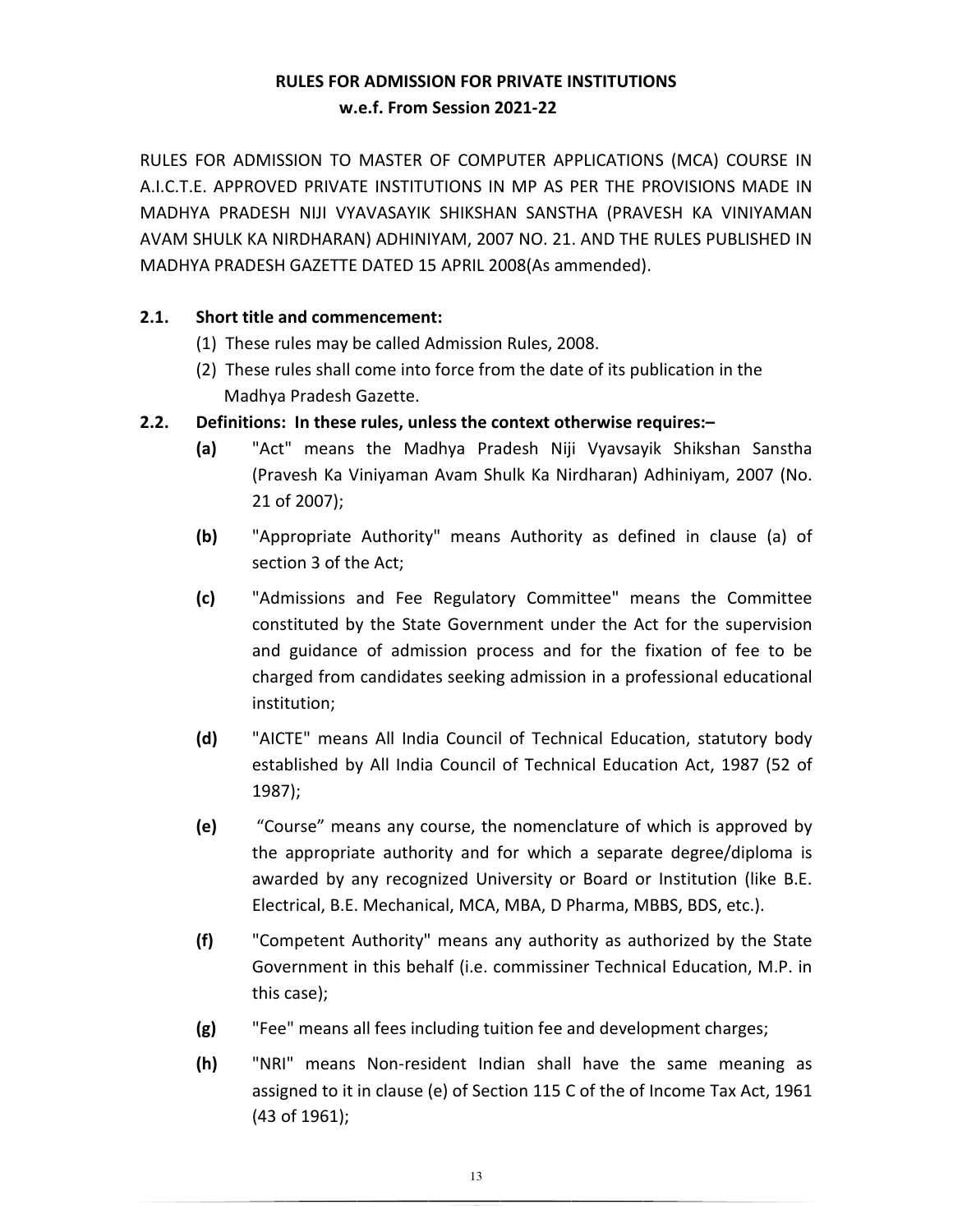## RULES FOR ADMISSION FOR PRIVATE INSTITUTIONS
### w.e.f. From Session 2021-22

RULES FOR ADMISSION TO MASTER OF COMPUTER APPLICATIONS (MCA) COURSE IN A.I.C.T.E. APPROVED PRIVATE INSTITUTIONS IN MP AS PER THE PROVISIONS MADE IN MADHYA PRADESH NIJI VYAVASAYIK SHIKSHAN SANSTHA (PRAVESH KA VINIYAMAN AVAM SHULK KA NIRDHARAN) ADHINIYAM, 2007 NO. 21. AND THE RULES PUBLISHED IN MADHYA PRADESH GAZETTE DATED 15 APRIL 2008(As ammended).

**2.1. Short title and commencement:**

(1) These rules may be called Admission Rules, 2008.

(2) These rules shall come into force from the date of its publication in the Madhya Pradesh Gazette.

**2.2. Definitions: In these rules, unless the context otherwise requires:–**

**(a)** "Act" means the Madhya Pradesh Niji Vyavsayik Shikshan Sanstha (Pravesh Ka Viniyaman Avam Shulk Ka Nirdharan) Adhiniyam, 2007 (No. 21 of 2007);

**(b)** "Appropriate Authority" means Authority as defined in clause (a) of section 3 of the Act;

**(c)** "Admissions and Fee Regulatory Committee" means the Committee constituted by the State Government under the Act for the supervision and guidance of admission process and for the fixation of fee to be charged from candidates seeking admission in a professional educational institution;

**(d)** "AICTE" means All India Council of Technical Education, statutory body established by All India Council of Technical Education Act, 1987 (52 of 1987);

**(e)** "Course" means any course, the nomenclature of which is approved by the appropriate authority and for which a separate degree/diploma is awarded by any recognized University or Board or Institution (like B.E. Electrical, B.E. Mechanical, MCA, MBA, D Pharma, MBBS, BDS, etc.).

**(f)** "Competent Authority" means any authority as authorized by the State Government in this behalf (i.e. commissiner Technical Education, M.P. in this case);

**(g)** "Fee" means all fees including tuition fee and development charges;

**(h)** "NRI" means Non-resident Indian shall have the same meaning as assigned to it in clause (e) of Section 115 C of the of Income Tax Act, 1961 (43 of 1961);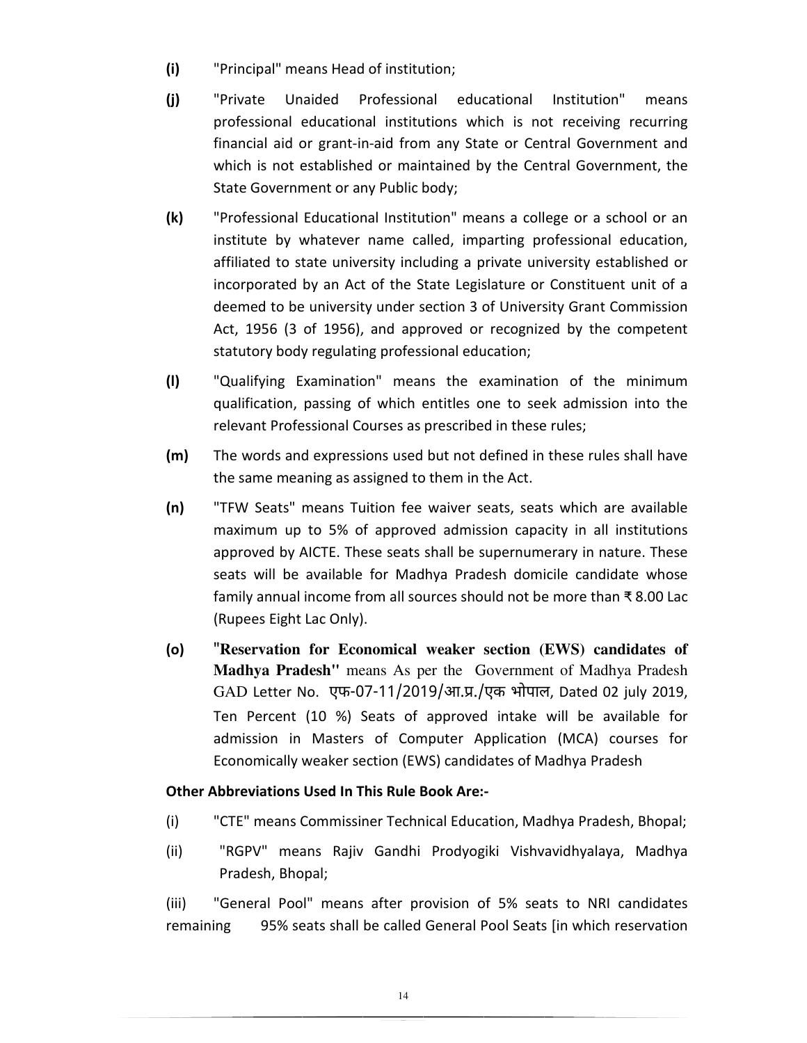**(i)** "Principal" means Head of institution;

**(j)** "Private Unaided Professional educational Institution" means professional educational institutions which is not receiving recurring financial aid or grant-in-aid from any State or Central Government and which is not established or maintained by the Central Government, the State Government or any Public body;

**(k)** "Professional Educational Institution" means a college or a school or an institute by whatever name called, imparting professional education, affiliated to state university including a private university established or incorporated by an Act of the State Legislature or Constituent unit of a deemed to be university under section 3 of University Grant Commission Act, 1956 (3 of 1956), and approved or recognized by the competent statutory body regulating professional education;

**(l)** "Qualifying Examination" means the examination of the minimum qualification, passing of which entitles one to seek admission into the relevant Professional Courses as prescribed in these rules;

**(m)** The words and expressions used but not defined in these rules shall have the same meaning as assigned to them in the Act.

**(n)** "TFW Seats" means Tuition fee waiver seats, seats which are available maximum up to 5% of approved admission capacity in all institutions approved by AICTE. These seats shall be supernumerary in nature. These seats will be available for Madhya Pradesh domicile candidate whose family annual income from all sources should not be more than ₹ 8.00 Lac (Rupees Eight Lac Only).

**(o)** **"Reservation for Economical weaker section (EWS) candidates of Madhya Pradesh"** means As per the Government of Madhya Pradesh GAD Letter No. एफ-07-11/2019/आ.प्र./एक भोपाल, Dated 02 july 2019, Ten Percent (10 %) Seats of approved intake will be available for admission in Masters of Computer Application (MCA) courses for Economically weaker section (EWS) candidates of Madhya Pradesh

**Other Abbreviations Used In This Rule Book Are:-**

(i) "CTE" means Commissiner Technical Education, Madhya Pradesh, Bhopal;

(ii) "RGPV" means Rajiv Gandhi Prodyogiki Vishvavidhyalaya, Madhya Pradesh, Bhopal;

(iii) "General Pool" means after provision of 5% seats to NRI candidates remaining 95% seats shall be called General Pool Seats [in which reservation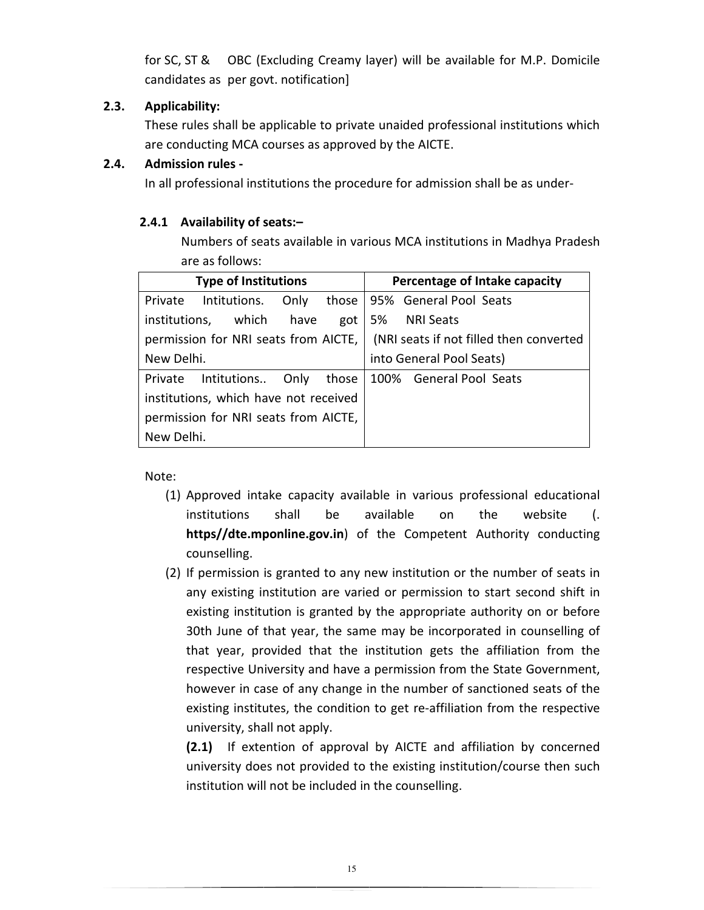for SC, ST & OBC (Excluding Creamy layer) will be available for M.P. Domicile candidates as per govt. notification]

**2.3. Applicability:**

These rules shall be applicable to private unaided professional institutions which are conducting MCA courses as approved by the AICTE.

**2.4. Admission rules -**

In all professional institutions the procedure for admission shall be as under-

**2.4.1 Availability of seats:–**

Numbers of seats available in various MCA institutions in Madhya Pradesh are as follows:

| Type of Institutions | Percentage of Intake capacity |
|---|---|
| Private Intitutions. Only those institutions, which have got permission for NRI seats from AICTE, New Delhi. | 95% General Pool Seats<br>5% NRI Seats<br>(NRI seats if not filled then converted into General Pool Seats) |
| Private Intitutions.. Only those institutions, which have not received permission for NRI seats from AICTE, New Delhi. | 100% General Pool Seats |

Note:

(1) Approved intake capacity available in various professional educational institutions shall be available on the website (. **https//dte.mponline.gov.in**) of the Competent Authority conducting counselling.

(2) If permission is granted to any new institution or the number of seats in any existing institution are varied or permission to start second shift in existing institution is granted by the appropriate authority on or before 30th June of that year, the same may be incorporated in counselling of that year, provided that the institution gets the affiliation from the respective University and have a permission from the State Government, however in case of any change in the number of sanctioned seats of the existing institutes, the condition to get re-affiliation from the respective university, shall not apply.

**(2.1)** If extention of approval by AICTE and affiliation by concerned university does not provided to the existing institution/course then such institution will not be included in the counselling.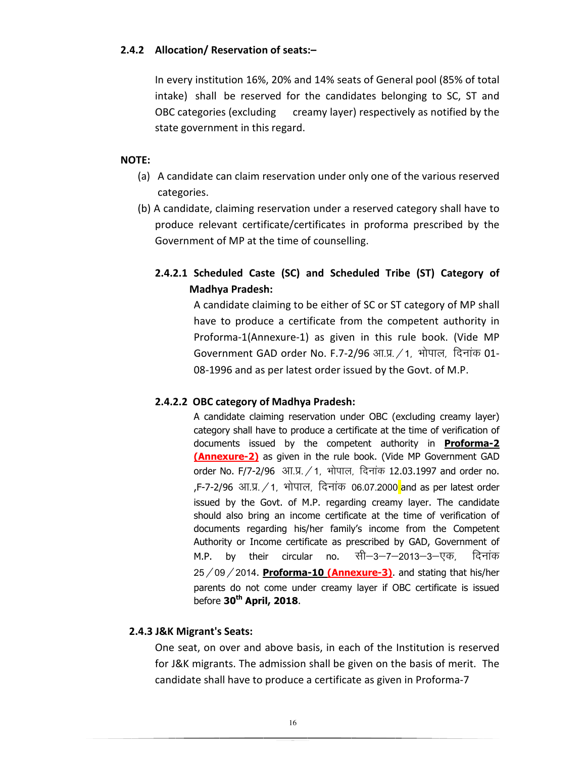### 2.4.2 Allocation/ Reservation of seats:–

In every institution 16%, 20% and 14% seats of General pool (85% of total intake) shall be reserved for the candidates belonging to SC, ST and OBC categories (excluding creamy layer) respectively as notified by the state government in this regard.

**NOTE:**

(a) A candidate can claim reservation under only one of the various reserved categories.

(b) A candidate, claiming reservation under a reserved category shall have to produce relevant certificate/certificates in proforma prescribed by the Government of MP at the time of counselling.

#### 2.4.2.1 Scheduled Caste (SC) and Scheduled Tribe (ST) Category of Madhya Pradesh:

A candidate claiming to be either of SC or ST category of MP shall have to produce a certificate from the competent authority in Proforma-1(Annexure-1) as given in this rule book. (Vide MP Government GAD order No. F.7-2/96 आ.प्र. / 1, भोपाल, दिनांक 01-08-1996 and as per latest order issued by the Govt. of M.P.

#### 2.4.2.2 OBC category of Madhya Pradesh:

A candidate claiming reservation under OBC (excluding creamy layer) category shall have to produce a certificate at the time of verification of documents issued by the competent authority in **Proforma-2 (Annexure-2)** as given in the rule book. (Vide MP Government GAD order No. F/7-2/96 आ.प्र. / 1, भोपाल, दिनांक 12.03.1997 and order no. ,F-7-2/96 आ.प्र. / 1, भोपाल, दिनांक 06.07.2000 and as per latest order issued by the Govt. of M.P. regarding creamy layer. The candidate should also bring an income certificate at the time of verification of documents regarding his/her family's income from the Competent Authority or Income certificate as prescribed by GAD, Government of M.P. by their circular no. सी–3–7–2013–3–एक, दिनांक 25 / 09 / 2014. **Proforma-10 (Annexure-3)**. and stating that his/her parents do not come under creamy layer if OBC certificate is issued before **30th April, 2018**.

### 2.4.3 J&K Migrant's Seats:

One seat, on over and above basis, in each of the Institution is reserved for J&K migrants. The admission shall be given on the basis of merit. The candidate shall have to produce a certificate as given in Proforma-7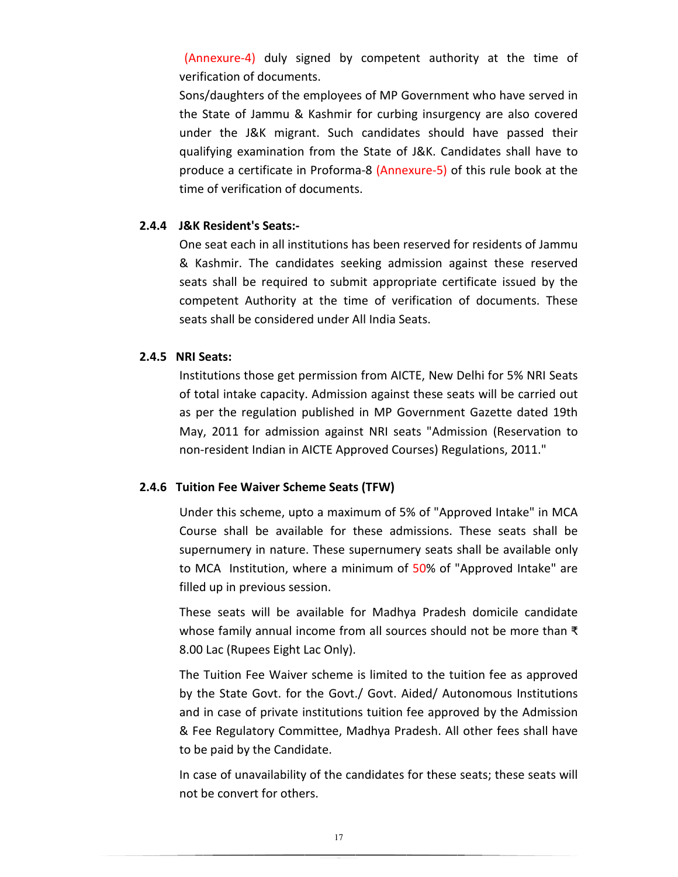(Annexure-4) duly signed by competent authority at the time of verification of documents.

Sons/daughters of the employees of MP Government who have served in the State of Jammu & Kashmir for curbing insurgency are also covered under the J&K migrant. Such candidates should have passed their qualifying examination from the State of J&K. Candidates shall have to produce a certificate in Proforma-8 (Annexure-5) of this rule book at the time of verification of documents.

#### 2.4.4 J&K Resident's Seats:-

One seat each in all institutions has been reserved for residents of Jammu & Kashmir. The candidates seeking admission against these reserved seats shall be required to submit appropriate certificate issued by the competent Authority at the time of verification of documents. These seats shall be considered under All India Seats.

#### 2.4.5 NRI Seats:

Institutions those get permission from AICTE, New Delhi for 5% NRI Seats of total intake capacity. Admission against these seats will be carried out as per the regulation published in MP Government Gazette dated 19th May, 2011 for admission against NRI seats "Admission (Reservation to non-resident Indian in AICTE Approved Courses) Regulations, 2011."

#### 2.4.6 Tuition Fee Waiver Scheme Seats (TFW)

Under this scheme, upto a maximum of 5% of "Approved Intake" in MCA Course shall be available for these admissions. These seats shall be supernumery in nature. These supernumery seats shall be available only to MCA Institution, where a minimum of 50% of "Approved Intake" are filled up in previous session.

These seats will be available for Madhya Pradesh domicile candidate whose family annual income from all sources should not be more than ₹ 8.00 Lac (Rupees Eight Lac Only).

The Tuition Fee Waiver scheme is limited to the tuition fee as approved by the State Govt. for the Govt./ Govt. Aided/ Autonomous Institutions and in case of private institutions tuition fee approved by the Admission & Fee Regulatory Committee, Madhya Pradesh. All other fees shall have to be paid by the Candidate.

In case of unavailability of the candidates for these seats; these seats will not be convert for others.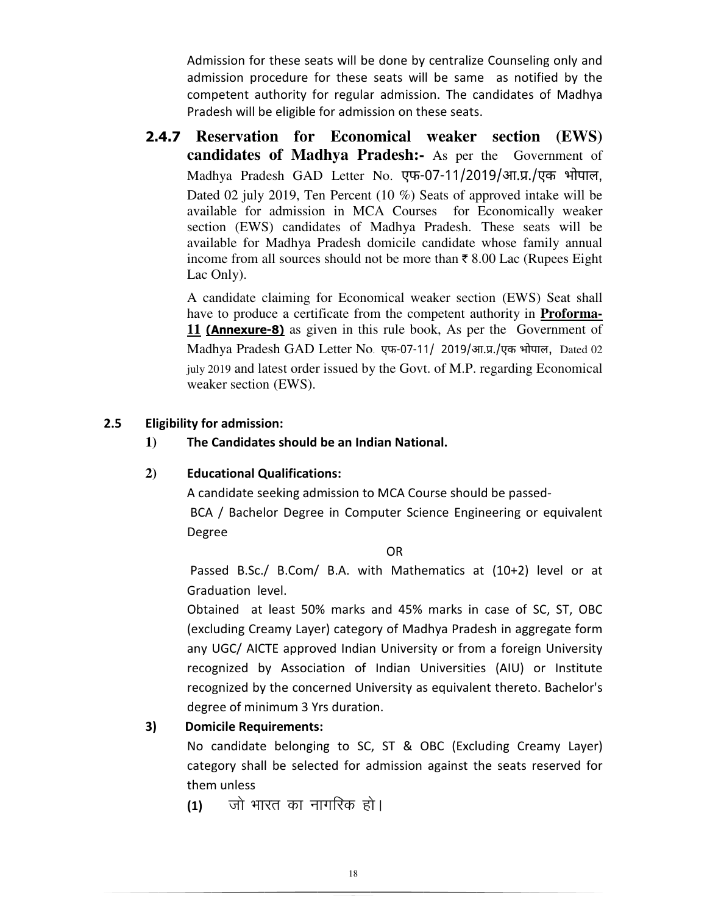Admission for these seats will be done by centralize Counseling only and admission procedure for these seats will be same as notified by the competent authority for regular admission. The candidates of Madhya Pradesh will be eligible for admission on these seats.

**2.4.7 Reservation for Economical weaker section (EWS) candidates of Madhya Pradesh:-** As per the Government of Madhya Pradesh GAD Letter No. एफ-07-11/2019/आ.प्र./एक भोपाल, Dated 02 july 2019, Ten Percent (10 %) Seats of approved intake will be available for admission in MCA Courses for Economically weaker section (EWS) candidates of Madhya Pradesh. These seats will be available for Madhya Pradesh domicile candidate whose family annual income from all sources should not be more than ₹ 8.00 Lac (Rupees Eight Lac Only).

A candidate claiming for Economical weaker section (EWS) Seat shall have to produce a certificate from the competent authority in **Proforma-11** **(Annexure-8)** as given in this rule book, As per the Government of Madhya Pradesh GAD Letter No. एफ-07-11/ 2019/आ.प्र./एक भोपाल, Dated 02 july 2019 and latest order issued by the Govt. of M.P. regarding Economical weaker section (EWS).

**2.5 Eligibility for admission:**

**1) The Candidates should be an Indian National.**

**2) Educational Qualifications:**

A candidate seeking admission to MCA Course should be passed-

BCA / Bachelor Degree in Computer Science Engineering or equivalent Degree

OR

Passed B.Sc./ B.Com/ B.A. with Mathematics at (10+2) level or at Graduation level.

Obtained at least 50% marks and 45% marks in case of SC, ST, OBC (excluding Creamy Layer) category of Madhya Pradesh in aggregate form any UGC/ AICTE approved Indian University or from a foreign University recognized by Association of Indian Universities (AIU) or Institute recognized by the concerned University as equivalent thereto. Bachelor's degree of minimum 3 Yrs duration.

**3) Domicile Requirements:**

No candidate belonging to SC, ST & OBC (Excluding Creamy Layer) category shall be selected for admission against the seats reserved for them unless

**(1)** जो भारत का नागरिक हो।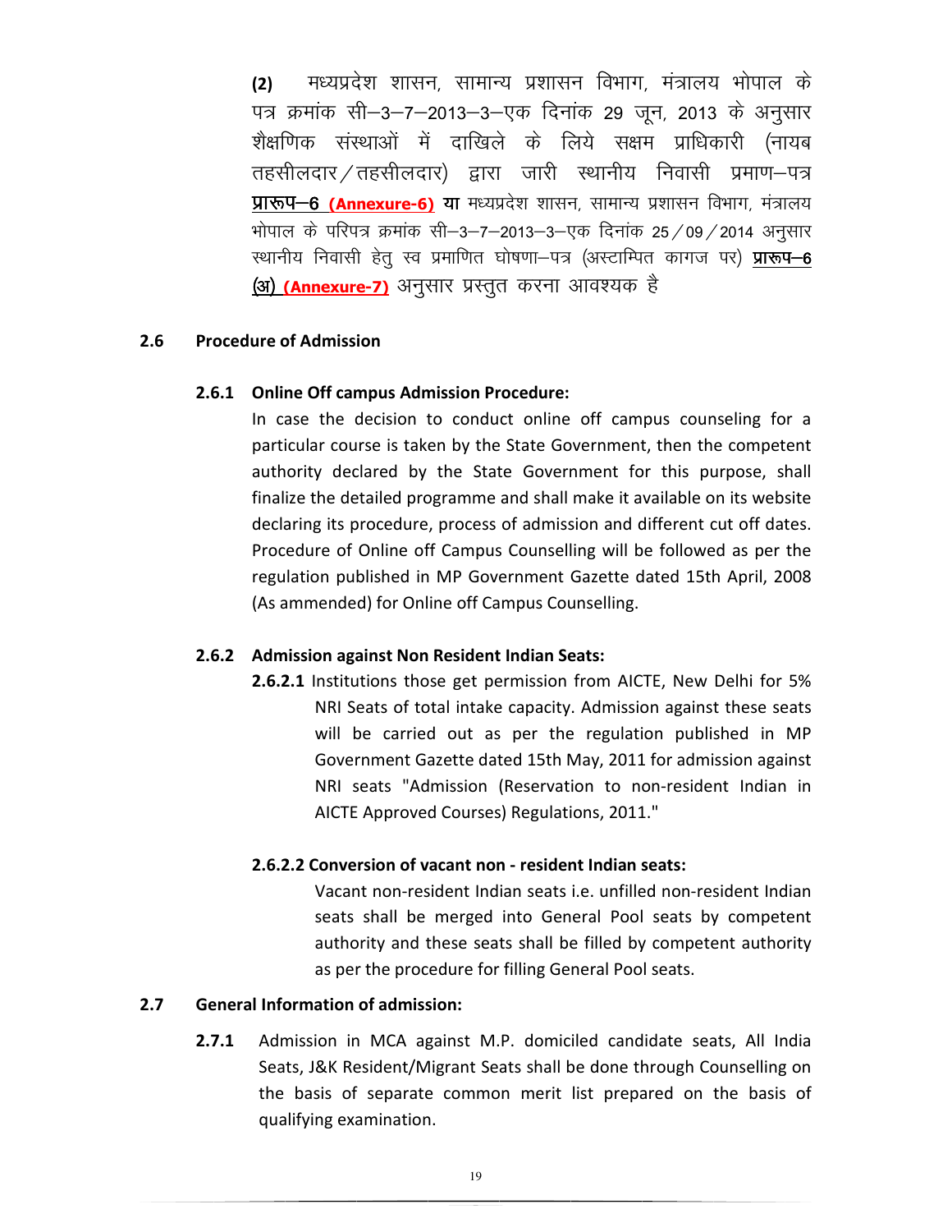**(2)** मध्यप्रदेश शासन, सामान्य प्रशासन विभाग, मंत्रालय भोपाल के पत्र क्रमांक सी–3–7–2013–3–एक दिनांक 29 जून, 2013 के अनुसार शैक्षणिक संस्थाओं में दाखिले के लिये सक्षम प्राधिकारी (नायब तहसीलदार/तहसीलदार) द्वारा जारी स्थानीय निवासी प्रमाण–पत्र **प्रारूप–6 (Annexure-6) या** मध्यप्रदेश शासन, सामान्य प्रशासन विभाग, मंत्रालय भोपाल के परिपत्र क्रमांक सी–3–7–2013–3–एक दिनांक 25/09/2014 अनुसार स्थानीय निवासी हेतु स्व प्रमाणित घोषणा–पत्र (अस्टाम्पित कागज पर) **प्रारूप–6 (अ) (Annexure-7)** अनुसार प्रस्तुत करना आवश्यक है

## 2.6 Procedure of Admission

### 2.6.1 Online Off campus Admission Procedure:

In case the decision to conduct online off campus counseling for a particular course is taken by the State Government, then the competent authority declared by the State Government for this purpose, shall finalize the detailed programme and shall make it available on its website declaring its procedure, process of admission and different cut off dates. Procedure of Online off Campus Counselling will be followed as per the regulation published in MP Government Gazette dated 15th April, 2008 (As ammended) for Online off Campus Counselling.

### 2.6.2 Admission against Non Resident Indian Seats:

**2.6.2.1** Institutions those get permission from AICTE, New Delhi for 5% NRI Seats of total intake capacity. Admission against these seats will be carried out as per the regulation published in MP Government Gazette dated 15th May, 2011 for admission against NRI seats "Admission (Reservation to non-resident Indian in AICTE Approved Courses) Regulations, 2011."

**2.6.2.2 Conversion of vacant non - resident Indian seats:**

Vacant non-resident Indian seats i.e. unfilled non-resident Indian seats shall be merged into General Pool seats by competent authority and these seats shall be filled by competent authority as per the procedure for filling General Pool seats.

## 2.7 General Information of admission:

**2.7.1** Admission in MCA against M.P. domiciled candidate seats, All India Seats, J&K Resident/Migrant Seats shall be done through Counselling on the basis of separate common merit list prepared on the basis of qualifying examination.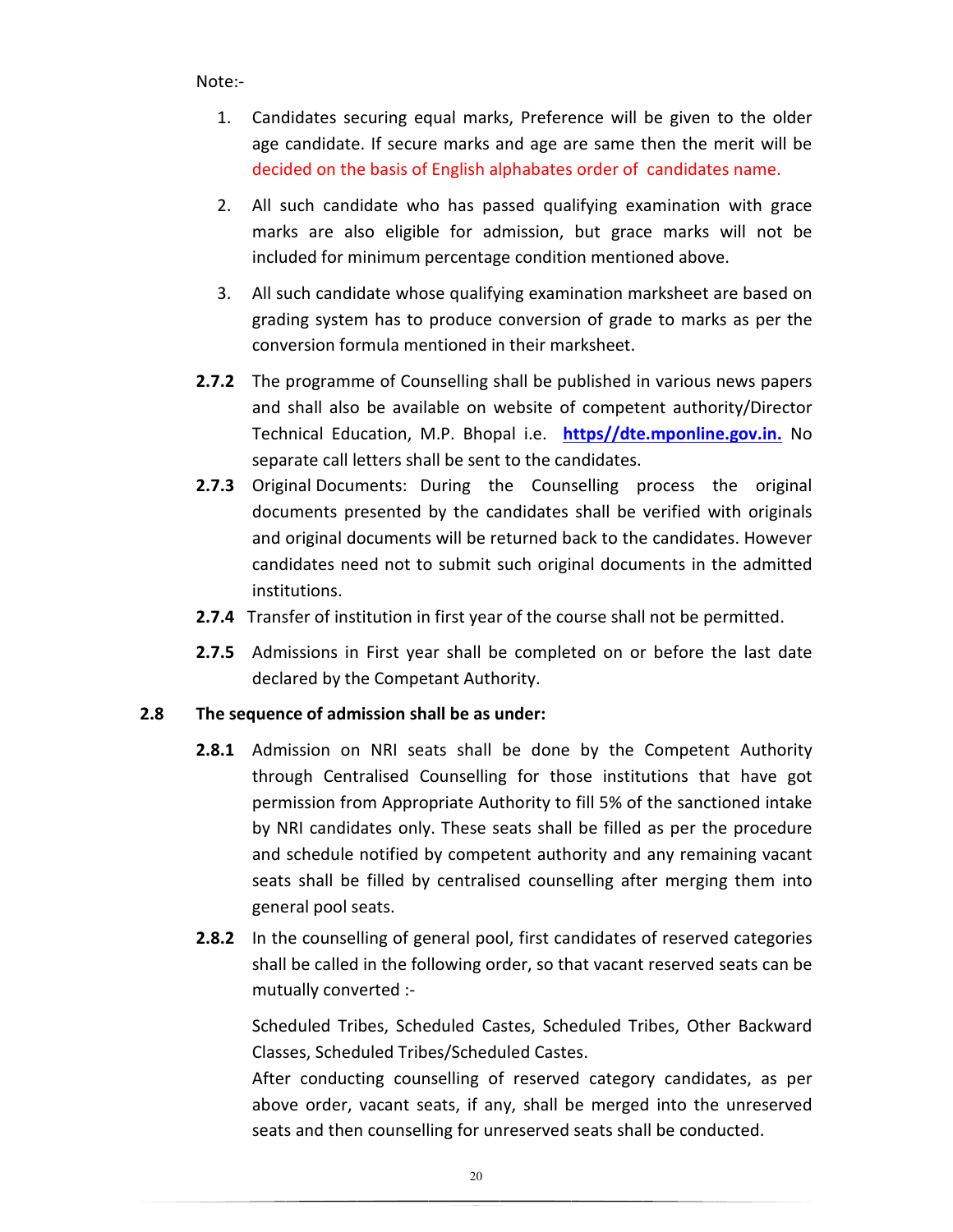Note:-

1. Candidates securing equal marks, Preference will be given to the older age candidate. If secure marks and age are same then the merit will be decided on the basis of English alphabates order of candidates name.

2. All such candidate who has passed qualifying examination with grace marks are also eligible for admission, but grace marks will not be included for minimum percentage condition mentioned above.

3. All such candidate whose qualifying examination marksheet are based on grading system has to produce conversion of grade to marks as per the conversion formula mentioned in their marksheet.

**2.7.2** The programme of Counselling shall be published in various news papers and shall also be available on website of competent authority/Director Technical Education, M.P. Bhopal i.e. **https//dte.mponline.gov.in.** No separate call letters shall be sent to the candidates.

**2.7.3** Original Documents: During the Counselling process the original documents presented by the candidates shall be verified with originals and original documents will be returned back to the candidates. However candidates need not to submit such original documents in the admitted institutions.

**2.7.4** Transfer of institution in first year of the course shall not be permitted.

**2.7.5** Admissions in First year shall be completed on or before the last date declared by the Competant Authority.

**2.8 The sequence of admission shall be as under:**

**2.8.1** Admission on NRI seats shall be done by the Competent Authority through Centralised Counselling for those institutions that have got permission from Appropriate Authority to fill 5% of the sanctioned intake by NRI candidates only. These seats shall be filled as per the procedure and schedule notified by competent authority and any remaining vacant seats shall be filled by centralised counselling after merging them into general pool seats.

**2.8.2** In the counselling of general pool, first candidates of reserved categories shall be called in the following order, so that vacant reserved seats can be mutually converted :-

Scheduled Tribes, Scheduled Castes, Scheduled Tribes, Other Backward Classes, Scheduled Tribes/Scheduled Castes.

After conducting counselling of reserved category candidates, as per above order, vacant seats, if any, shall be merged into the unreserved seats and then counselling for unreserved seats shall be conducted.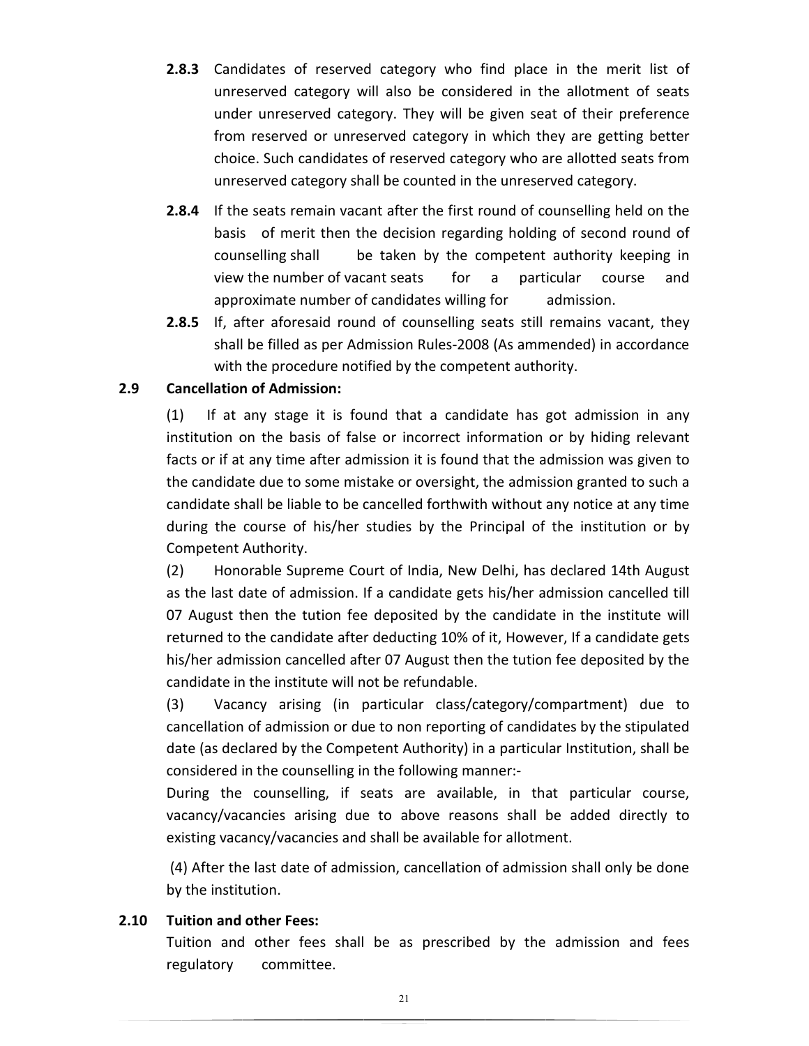**2.8.3** Candidates of reserved category who find place in the merit list of unreserved category will also be considered in the allotment of seats under unreserved category. They will be given seat of their preference from reserved or unreserved category in which they are getting better choice. Such candidates of reserved category who are allotted seats from unreserved category shall be counted in the unreserved category.

**2.8.4** If the seats remain vacant after the first round of counselling held on the basis of merit then the decision regarding holding of second round of counselling shall be taken by the competent authority keeping in view the number of vacant seats for a particular course and approximate number of candidates willing for admission.

**2.8.5** If, after aforesaid round of counselling seats still remains vacant, they shall be filled as per Admission Rules-2008 (As ammended) in accordance with the procedure notified by the competent authority.

### 2.9 Cancellation of Admission:

(1) If at any stage it is found that a candidate has got admission in any institution on the basis of false or incorrect information or by hiding relevant facts or if at any time after admission it is found that the admission was given to the candidate due to some mistake or oversight, the admission granted to such a candidate shall be liable to be cancelled forthwith without any notice at any time during the course of his/her studies by the Principal of the institution or by Competent Authority.

(2) Honorable Supreme Court of India, New Delhi, has declared 14th August as the last date of admission. If a candidate gets his/her admission cancelled till 07 August then the tution fee deposited by the candidate in the institute will returned to the candidate after deducting 10% of it, However, If a candidate gets his/her admission cancelled after 07 August then the tution fee deposited by the candidate in the institute will not be refundable.

(3) Vacancy arising (in particular class/category/compartment) due to cancellation of admission or due to non reporting of candidates by the stipulated date (as declared by the Competent Authority) in a particular Institution, shall be considered in the counselling in the following manner:-

During the counselling, if seats are available, in that particular course, vacancy/vacancies arising due to above reasons shall be added directly to existing vacancy/vacancies and shall be available for allotment.

(4) After the last date of admission, cancellation of admission shall only be done by the institution.

### 2.10 Tuition and other Fees:

Tuition and other fees shall be as prescribed by the admission and fees regulatory committee.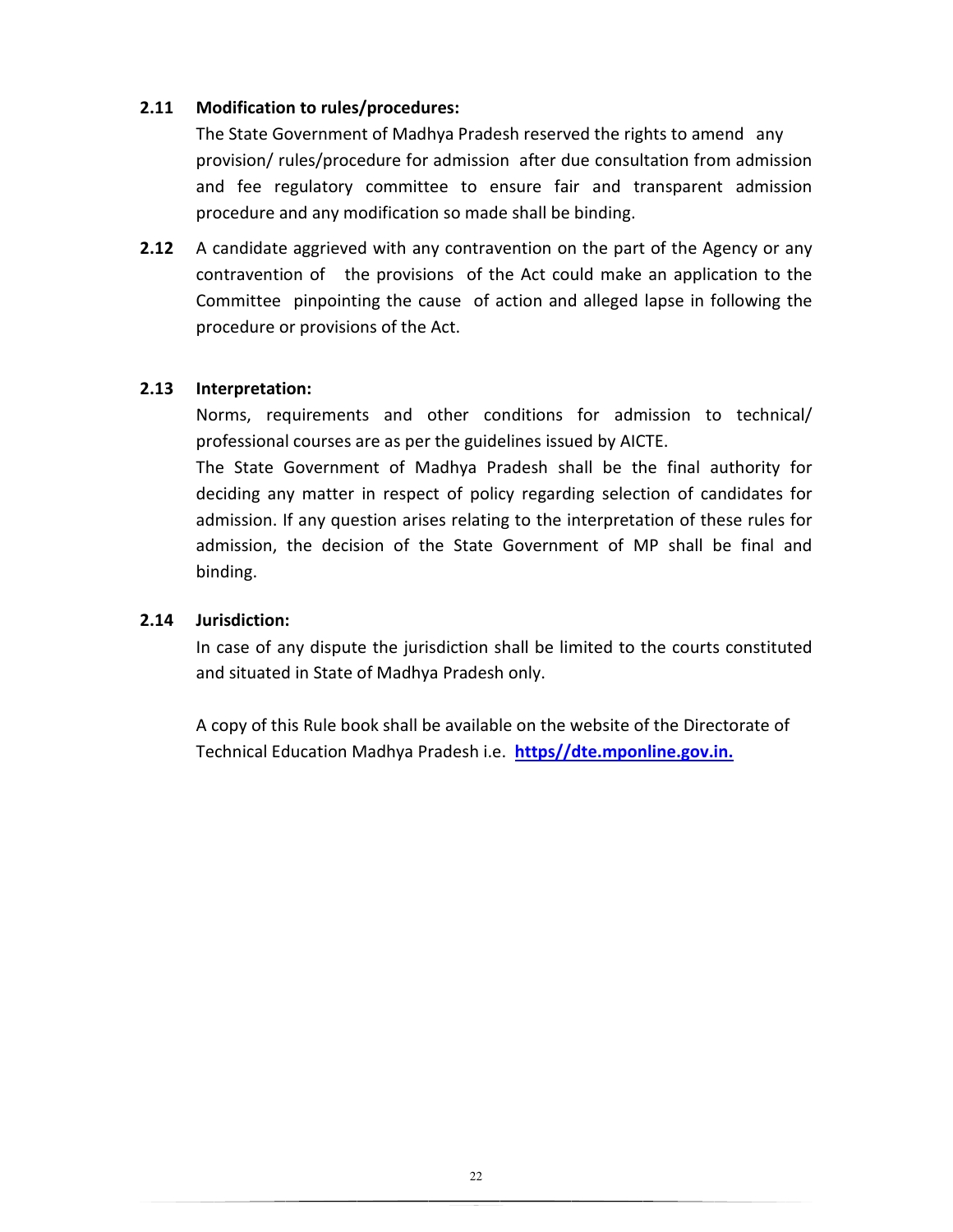**2.11 Modification to rules/procedures:**

The State Government of Madhya Pradesh reserved the rights to amend any provision/ rules/procedure for admission after due consultation from admission and fee regulatory committee to ensure fair and transparent admission procedure and any modification so made shall be binding.

**2.12** A candidate aggrieved with any contravention on the part of the Agency or any contravention of the provisions of the Act could make an application to the Committee pinpointing the cause of action and alleged lapse in following the procedure or provisions of the Act.

**2.13 Interpretation:**

Norms, requirements and other conditions for admission to technical/ professional courses are as per the guidelines issued by AICTE.

The State Government of Madhya Pradesh shall be the final authority for deciding any matter in respect of policy regarding selection of candidates for admission. If any question arises relating to the interpretation of these rules for admission, the decision of the State Government of MP shall be final and binding.

**2.14 Jurisdiction:**

In case of any dispute the jurisdiction shall be limited to the courts constituted and situated in State of Madhya Pradesh only.

A copy of this Rule book shall be available on the website of the Directorate of Technical Education Madhya Pradesh i.e. **https//dte.mponline.gov.in.**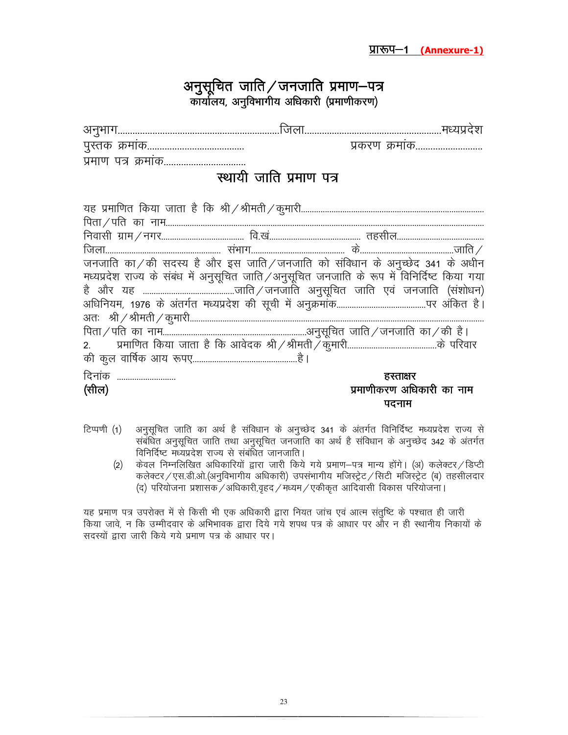**प्रारूप–1 (Annexure-1)**

# अनुसूचित जाति/जनजाति प्रमाण–पत्र

**कार्यालय, अनुविभागीय अधिकारी (प्रमाणीकरण)**

अनुभाग.................................................................जिला......................................................मध्यप्रदेश

पुस्तक क्रमांक.......................................                                   प्रकरण क्रमांक...........................

प्रमाण पत्र क्रमांक.................................

## स्थायी जाति प्रमाण पत्र

यह प्रमाणित किया जाता है कि श्री/श्रीमती/कुमारी.................................................................................... पिता/पति का नाम.................................................................................................................................... निवासी ग्राम/नगर...................................... वि.खं.......................................... तहसील........................................ जिला...................................................... संभाग.......................................... के..........................................जाति/जनजाति का/की सदस्य है और इस जाति/जनजाति को संविधान के अनुच्छेद 341 के अधीन मध्यप्रदेश राज्य के संबंध में अनुसूचित जाति/अनुसूचित जनजाति के रूप में विनिर्दिष्ट किया गया है और यह ..........................................जाति/जनजाति अनुसूचित जाति एवं जनजाति (संशोधन) अधिनियम, 1976 के अंतर्गत मध्यप्रदेश की सूची में अनुक्रमांक.........................................पर अंकित है। अतः श्री/श्रीमती/कुमारी.................................................................................................................... पिता/पति का नाम..................................................................अनुसूचित जाति/जनजाति का/की है।

2. प्रमाणित किया जाता है कि आवेदक श्री/श्रीमती/कुमारी.........................................के परिवार की कुल वार्षिक आय रूपए................................................है।

दिनांक ...........................                                                                    **हस्ताक्षर**

**(सील)**                                                                    **प्रमाणीकरण अधिकारी का नाम**

**पदनाम**

टिप्पणी (1) अनुसूचित जाति का अर्थ है संविधान के अनुच्छेद 341 के अंतर्गत विनिर्दिष्ट मध्यप्रदेश राज्य से संबंधित अनुसूचित जाति तथा अनुसूचित जनजाति का अर्थ है संविधान के अनुच्छेद 342 के अंतर्गत विनिर्दिष्ट मध्यप्रदेश राज्य से संबंधित जानजाति।

(2) केवल निम्नलिखित अधिकारियों द्वारा जारी किये गये प्रमाण–पत्र मान्य होंगे। (अ) कलेक्टर/डिप्टी कलेक्टर/एस.डी.ओ.(अनुविभागीय अधिकारी) उपसंभागीय मजिस्ट्रेट/सिटी मजिस्ट्रेट (ब) तहसीलदार (द) परियोजना प्रशासक/अधिकारी,वृहद/मध्यम/एकीकृत आदिवासी विकास परियोजना।

यह प्रमाण पत्र उपरोक्त में से किसी भी एक अधिकारी द्वारा नियत जांच एवं आत्म संतुष्टि के पश्चात ही जारी किया जावे, न कि उम्मीदवार के अभिभावक द्वारा दिये गये शपथ पत्र के आधार पर और न ही स्थानीय निकायों के सदस्यों द्वारा जारी किये गये प्रमाण पत्र के आधार पर।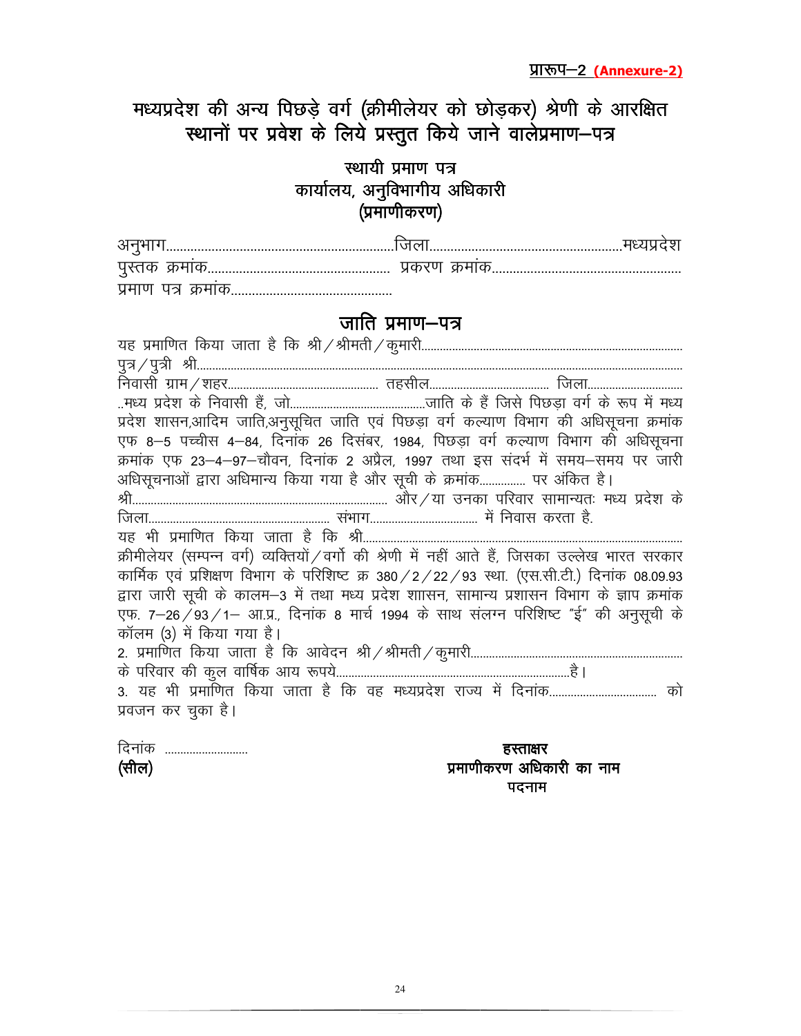प्रारूप–2 **(Annexure-2)**

# मध्यप्रदेश की अन्य पिछड़े वर्ग (क्रीमीलेयर को छोड़कर) श्रेणी के आरक्षित स्थानों पर प्रवेश के लिये प्रस्तुत किये जाने वालेप्रमाण–पत्र

## स्थायी प्रमाण पत्र
## कार्यालय, अनुविभागीय अधिकारी
## (प्रमाणीकरण)

अनुभाग.................................................................जिला.......................................................मध्यप्रदेश
पुस्तक क्रमांक.................................................... प्रकरण क्रमांक......................................................
प्रमाण पत्र क्रमांक..............................................

## जाति प्रमाण–पत्र

यह प्रमाणित किया जाता है कि श्री/श्रीमती/कुमारी.....................................................................................
पुत्र/पुत्री श्री.....................................................................................................................................
निवासी ग्राम/शहर................................................. तहसील...................................... जिला..............................
..मध्य प्रदेश के निवासी हैं, जो............................................जाति के हैं जिसे पिछड़ा वर्ग के रूप में मध्य प्रदेश शासन,आदिम जाति,अनुसूचित जाति एवं पिछड़ा वर्ग कल्याण विभाग की अधिसूचना क्रमांक एफ 8–5 पच्चीस 4–84, दिनांक 26 दिसंबर, 1984, पिछड़ा वर्ग कल्याण विभाग की अधिसूचना क्रमांक एफ 23–4–97–चौवन, दिनांक 2 अप्रैल, 1997 तथा इस संदर्भ में समय–समय पर जारी अधिसूचनाओं द्वारा अधिमान्य किया गया है और सूची के क्रमांक............... पर अंकित है।
श्री.................................................................................. और/या उनका परिवार सामान्यतः मध्य प्रदेश के जिला........................................................ संभाग................................... में निवास करता है.
यह भी प्रमाणित किया जाता है कि श्री.........................................................................................................
क्रीमीलेयर (सम्पन्न वर्ग) व्यक्तियों/वर्गो की श्रेणी में नहीं आते हैं, जिसका उल्लेख भारत सरकार कार्मिक एवं प्रशिक्षण विभाग के परिशिष्ट क्र 380/2/22/93 स्था. (एस.सी.टी.) दिनांक 08.09.93 द्वारा जारी सूची के कालम–3 में तथा मध्य प्रदेश शाासन, सामान्य प्रशासन विभाग के ज्ञाप क्रमांक एफ. 7–26/93/1– आ.प्र., दिनांक 8 मार्च 1994 के साथ संलग्न परिशिष्ट "ई" की अनुसूची के कॉलम (3) में किया गया है।
2. प्रमाणित किया जाता है कि आवेदन श्री/श्रीमती/कुमारी.....................................................................
के परिवार की कुल वार्षिक आय रूपये...........................................................................है।
3. यह भी प्रमाणित किया जाता है कि वह मध्यप्रदेश राज्य में दिनांक.................................. को प्रवजन कर चुका है।

दिनांक ..........................
**(सील)**

**हस्ताक्षर**
**प्रमाणीकरण अधिकारी का नाम**
पदनाम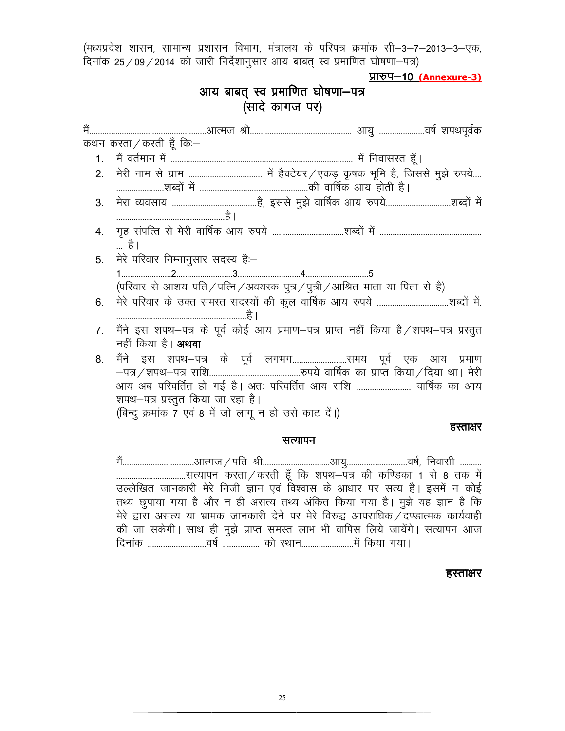(मध्यप्रदेश शासन, सामान्य प्रशासन विभाग, मंत्रालय के परिपत्र क्रमांक सी–3–7–2013–3–एक, दिनांक 25/09/2014 को जारी निर्देशानुसार आय बाबत् स्व प्रमाणित घोषणा–पत्र)

**प्रारुप–10 (Annexure-3)**

# आय बाबत् स्व प्रमाणित घोषणा–पत्र
## (सादे कागज पर)

मैं..................................................आत्मज श्री.......................................... आयु ....................वर्ष शपथपूर्वक कथन करता/करती हूँ कि:–

1. मैं वर्तमान में ............................................................................. में निवासरत हूँ।
2. मेरी नाम से ग्राम ................................ में हैक्टेयर/एकड़ कृषक भूमि है, जिससे मुझे रुपये.... .....................शब्दों में ................................................की वार्षिक आय होती है।
3. मेरा व्यवसाय ......................................है, इससे मुझे वार्षिक आय रुपये.............................शब्दों में .................................................है।
4. गृह संपत्ति से मेरी वार्षिक आय रुपये ...............................शब्दों में ............................................... ... है।
5. मेरे परिवार निम्नानुसार सदस्य है:–
   1.......................2..........................3............................4............................5
   (परिवार से आशय पति/पत्नि/अवयस्क पुत्र/पुत्री/आश्रित माता या पिता से है)
6. मेरे परिवार के उक्त समस्त सदस्यों की कुल वार्षिक आय रुपये ................................शब्दों में. ...........................................................है।
7. मैंने इस शपथ–पत्र के पूर्व कोई आय प्रमाण–पत्र प्राप्त नहीं किया है/शपथ–पत्र प्रस्तुत नहीं किया है। **अथवा**
8. मैंने इस शपथ–पत्र के पूर्व लगभग........................समय पूर्व एक आय प्रमाण –पत्र/शपथ–पत्र राशि.........................................रुपये वार्षिक का प्राप्त किया/दिया था। मेरी आय अब परिवर्तित हो गई है। अतः परिवर्तित आय राशि ........................ वार्षिक का आय शपथ–पत्र प्रस्तुत किया जा रहा है।
   (बिन्दु क्रमांक 7 एवं 8 में जो लागू न हो उसे काट दें।)

**हस्ताक्षर**

## सत्यापन

मैं................................आत्मज/पति श्री..............................आयु..........................वर्ष, निवासी .......... ..............................सत्यापन करता/करती हूँ कि शपथ–पत्र की कण्डिका 1 से 8 तक में उल्लेखित जानकारी मेरे निजी ज्ञान एवं विश्वास के आधार पर सत्य है। इसमें न कोई तथ्य छुपाया गया है और न ही असत्य तथ्य अंकित किया गया है। मुझे यह ज्ञान है कि मेरे द्वारा असत्य या भ्रामक जानकारी देने पर मेरे विरुद्ध आपराधिक/दण्डात्मक कार्यवाही की जा सकेगी। साथ ही मुझे प्राप्त समस्त लाभ भी वापिस लिये जायेंगे। सत्यापन आज दिनांक ..........................वर्ष ................ को स्थान.......................में किया गया।

**हस्ताक्षर**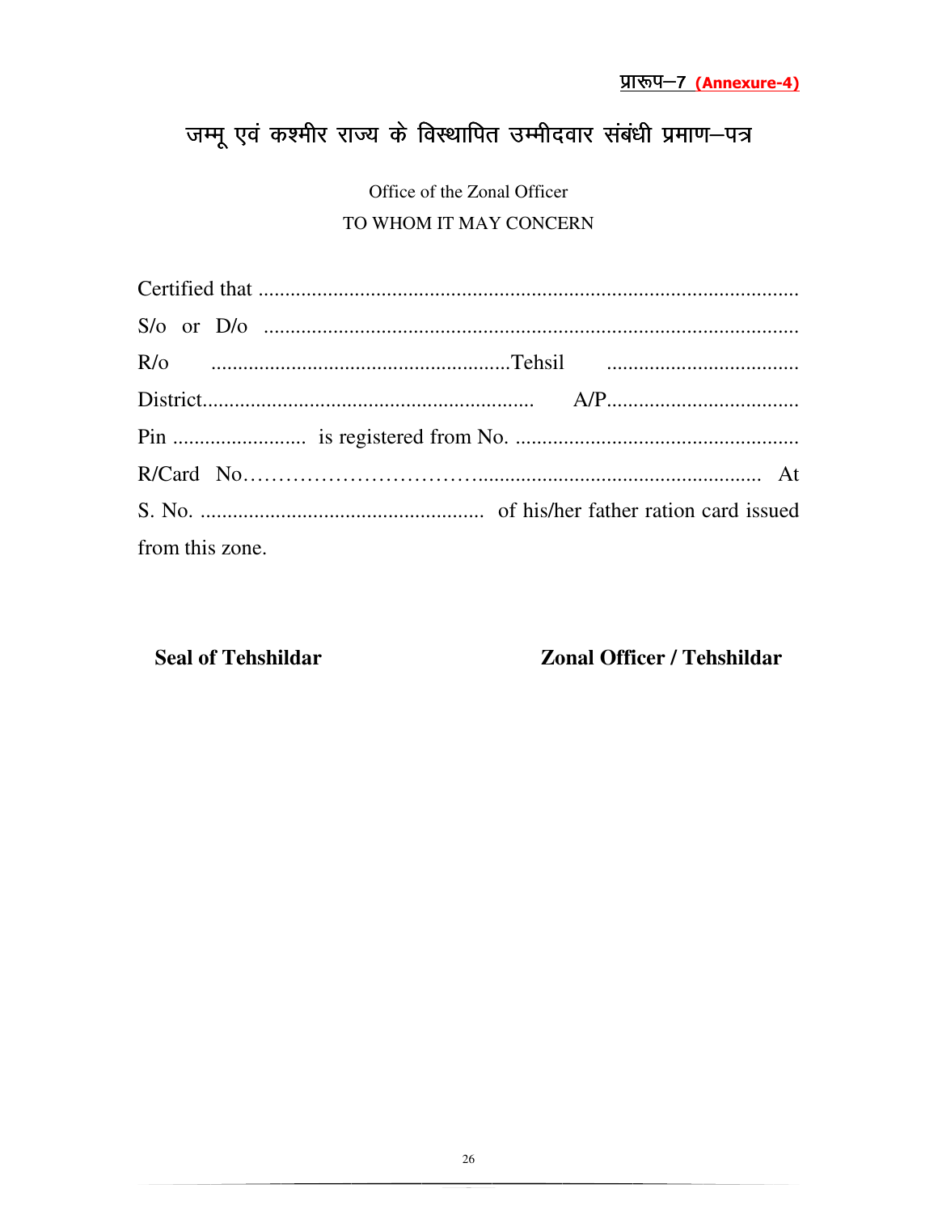प्रारूप–7 **(Annexure-4)**

# जम्मू एवं कश्मीर राज्य के विस्थापित उम्मीदवार संबंधी प्रमाण–पत्र

Office of the Zonal Officer

TO WHOM IT MAY CONCERN

Certified that ....................................................................................................

S/o or D/o ...................................................................................................

R/o ......................................................Tehsil ...................................

District............................................................. A/P...................................

Pin ......................... is registered from No. .....................................................

R/Card No.………………………….................................................... At

S. No. .................................................... of his/her father ration card issued from this zone.

**Seal of Tehshildar** **Zonal Officer / Tehshildar**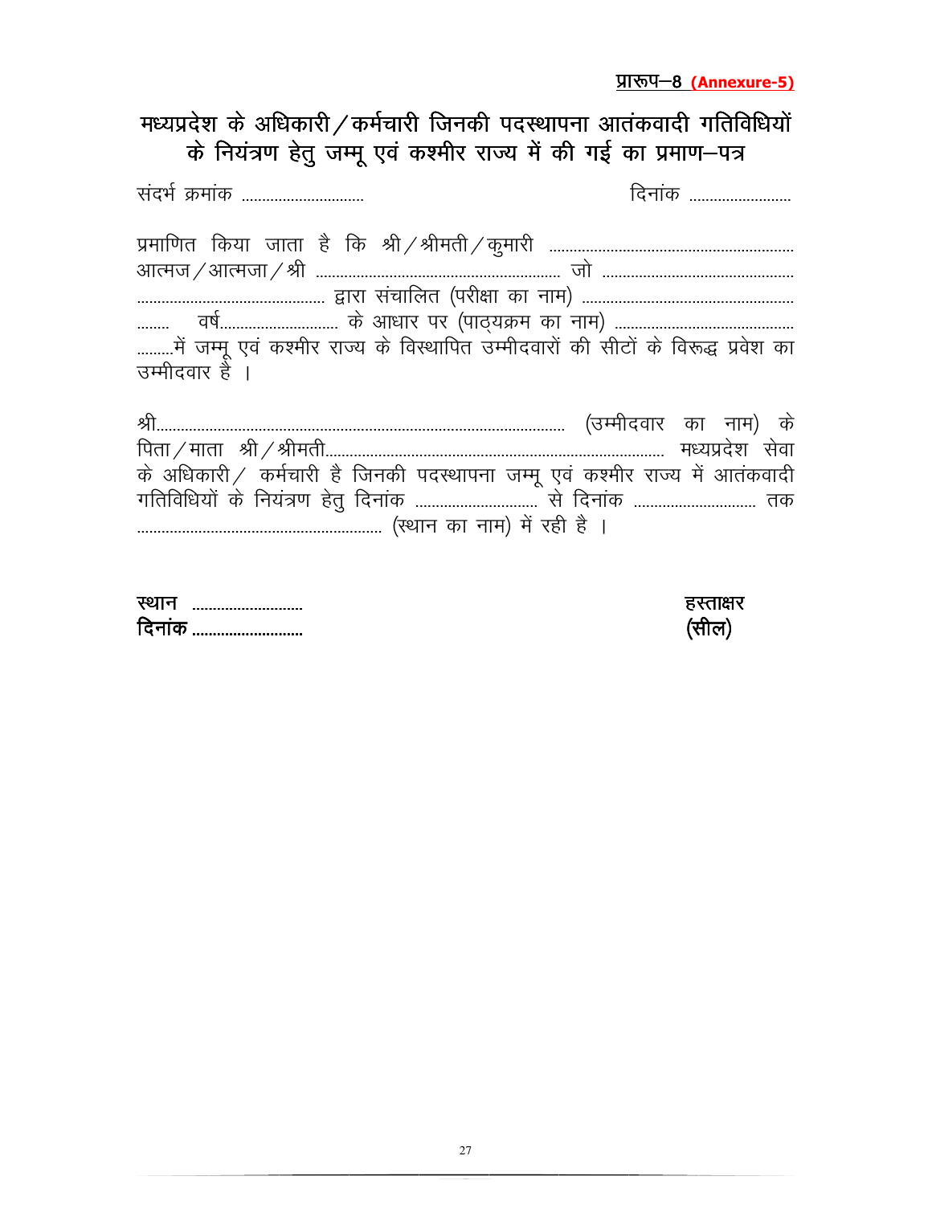**प्रारूप–8 (Annexure-5)**

## मध्यप्रदेश के अधिकारी/कर्मचारी जिनकी पदस्थापना आतंकवादी गतिविधियों के नियंत्रण हेतु जम्मू एवं कश्मीर राज्य में की गई का प्रमाण–पत्र

संदर्भ क्रमांक .............................. दिनांक .........................

प्रमाणित किया जाता है कि श्री/श्रीमती/कुमारी ........................................................ आत्मज/आत्मजा/श्री ........................................................ जो ............................................. ............................................. द्वारा संचालित (परीक्षा का नाम) .................................................... ........ वर्ष............................ के आधार पर (पाठ्यक्रम का नाम) ............................................ .........में जम्मू एवं कश्मीर राज्य के विस्थापित उम्मीदवारों की सीटों के विरूद्ध प्रवेश का उम्मीदवार है ।

श्री.................................................................................................. (उम्मीदवार का नाम) के पिता/माता श्री/श्रीमती.................................................................................. मध्यप्रदेश सेवा के अधिकारी/ कर्मचारी है जिनकी पदस्थापना जम्मू एवं कश्मीर राज्य में आतंकवादी गतिविधियों के नियंत्रण हेतु दिनांक .............................. से दिनांक .............................. तक ........................................................... (स्थान का नाम) में रही है ।

**स्थान** ........................... **हस्ताक्षर**

**दिनांक** ........................... **(सील)**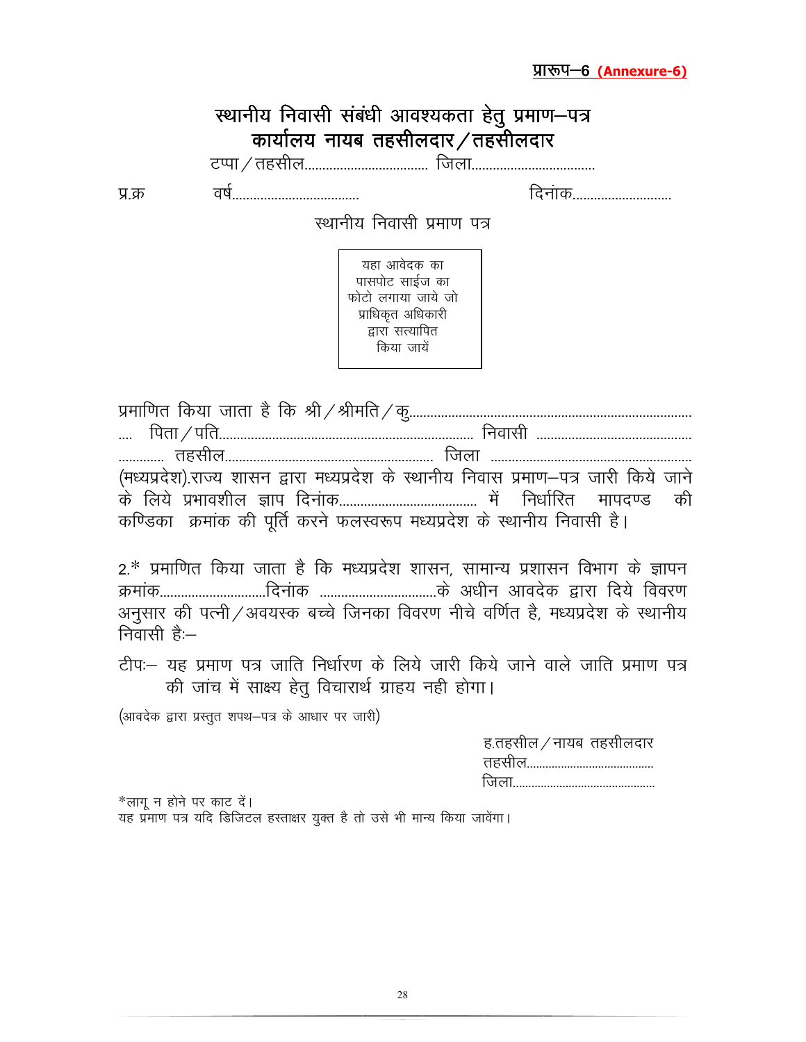**प्रारूप–6 (Annexure-6)**

# स्थानीय निवासी संबंधी आवश्यकता हेतु प्रमाण–पत्र
## कार्यालय नायब तहसीलदार / तहसीलदार

टप्पा / तहसील.................................. जिला..................................

प्र.क्र वर्ष................................... दिनांक...........................

स्थानीय निवासी प्रमाण पत्र

| |
|---|
| यहा आवेदक का पासपोट साईज का फोटो लगाया जाये जो प्राधिकृत अधिकारी द्वारा सत्यापित किया जायें |

प्रमाणित किया जाता है कि श्री / श्रीमति / कु..................................................................... .... पिता / पति...................................................................... निवासी ........................................... ............ तहसील.......................................................... जिला ........................................................ (मध्यप्रदेश).राज्य शासन द्वारा मध्यप्रदेश के स्थानीय निवास प्रमाण–पत्र जारी किये जाने के लिये प्रभावशील ज्ञाप दिनांक...................................... में निर्धारित मापदण्ड की कण्डिका क्रमांक की पूर्ति करने फलस्वरूप मध्यप्रदेश के स्थानीय निवासी है।

2.* प्रमाणित किया जाता है कि मध्यप्रदेश शासन, सामान्य प्रशासन विभाग के ज्ञापन क्रमांक.............................दिनांक ................................के अधीन आवदेक द्वारा दिये विवरण अनुसार की पत्नी / अवयस्क बच्चे जिनका विवरण नीचे वर्णित है, मध्यप्रदेश के स्थानीय निवासी हैः–

टीपः– यह प्रमाण पत्र जाति निर्धारण के लिये जारी किये जाने वाले जाति प्रमाण पत्र की जांच में साक्ष्य हेतु विचारार्थ ग्राहय नही होगा।

(आवदेक द्वारा प्रस्तुत शपथ–पत्र के आधार पर जारी)

ह.तहसील / नायब तहसीलदार
तहसील........................................
जिला.............................................

*लागू न होने पर काट दें।
यह प्रमाण पत्र यदि डिजिटल हस्ताक्षर युक्त है तो उसे भी मान्य किया जावेंगा।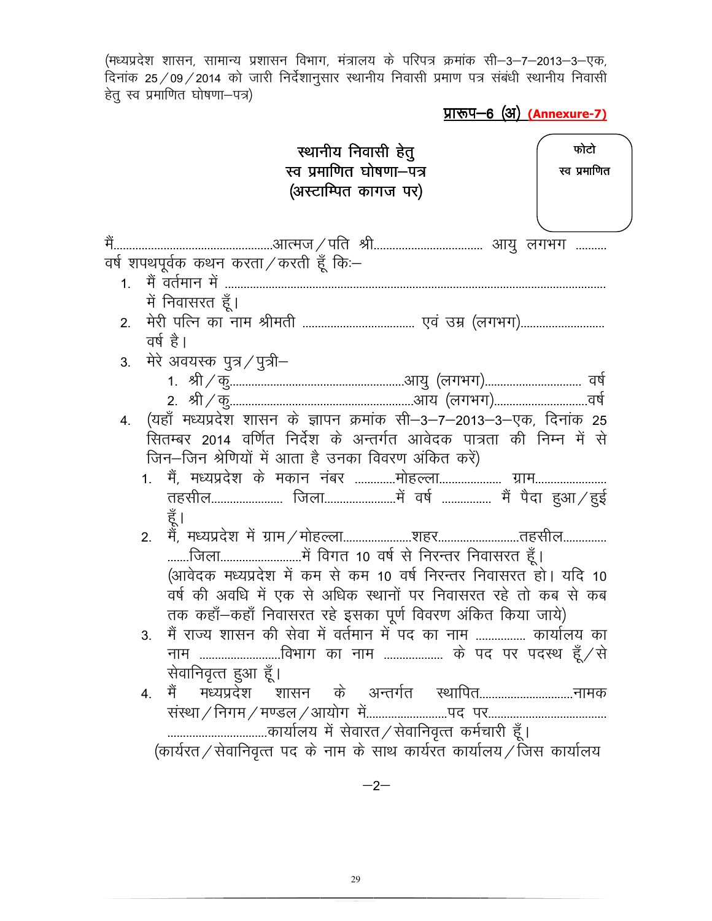(मध्यप्रदेश शासन, सामान्य प्रशासन विभाग, मंत्रालय के परिपत्र क्रमांक सी–3–7–2013–3–एक, दिनांक 25/09/2014 को जारी निर्देशानुसार स्थानीय निवासी प्रमाण पत्र संबंधी स्थानीय निवासी हेतु स्व प्रमाणित घोषणा–पत्र)

**प्रारूप–6 (अ) (Annexure-7)**

## स्थानीय निवासी हेतु स्व प्रमाणित घोषणा–पत्र (अस्टाम्पित कागज पर)

फोटो
स्व प्रमाणित

मैं.................................................आत्मज/पति श्री.................................. आयु लगभग .......... वर्ष शपथपूर्वक कथन करता/करती हूँ कि:–

1. मैं वर्तमान में ........................................................................................................ में निवासरत हूँ।
2. मेरी पत्नि का नाम श्रीमती .................................... एवं उम्र (लगभग).......................... वर्ष है।
3. मेरे अवयस्क पुत्र/पुत्री–
   1. श्री/कु.......................................................आयु (लगभग).............................. वर्ष
   2. श्री/कु.........................................................आय (लगभग).............................वर्ष
4. (यहाँ मध्यप्रदेश शासन के ज्ञापन क्रमांक सी–3–7–2013–3–एक, दिनांक 25 सितम्बर 2014 वर्णित निर्देश के अन्तर्गत आवेदक पात्रता की निम्न में से जिन–जिन श्रेणियों में आता है उनका विवरण अंकित करें)
   1. मैं, मध्यप्रदेश के मकान नंबर ............मोहल्ला.................... ग्राम...................... तहसील...................... जिला......................में वर्ष ............... मैं पैदा हुआ/हुई हूँ।
   2. मैं, मध्यप्रदेश में ग्राम/मोहल्ला.....................शहर.........................तहसील............. .......जिला.........................में विगत 10 वर्ष से निरन्तर निवासरत हूँ।
      (आवेदक मध्यप्रदेश में कम से कम 10 वर्ष निरन्तर निवासरत हो। यदि 10 वर्ष की अवधि में एक से अधिक स्थानों पर निवासरत रहे तो कब से कब तक कहाँ–कहाँ निवासरत रहे इसका पूर्ण विवरण अंकित किया जाये)
   3. मैं राज्य शासन की सेवा में वर्तमान में पद का नाम ............... कार्यालय का नाम .........................विभाग का नाम .................. के पद पर पदस्थ हूँ/से सेवानिवृत्त हुआ हूँ।
   4. मैं मध्यप्रदेश शासन के अन्तर्गत स्थापित.............................नामक संस्था/निगम/मण्डल/आयोग में.........................पद पर..................................... ................................कार्यालय में सेवारत/सेवानिवृत्त कर्मचारी हूँ।

(कार्यरत/सेवानिवृत्त पद के नाम के साथ कार्यरत कार्यालय/जिस कार्यालय

–2–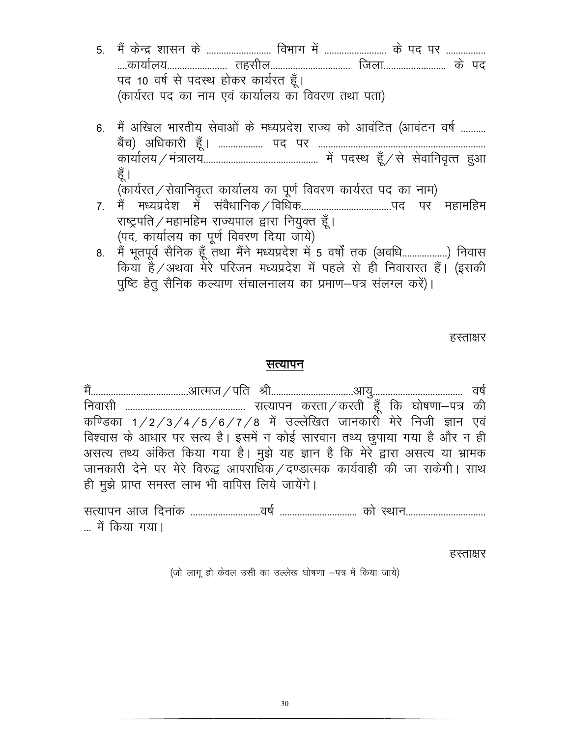5. मैं केन्द्र शासन के ........................ विभाग में ........................ के पद पर ............... ....कार्यालय....................... तहसील............................... जिला........................ के पद पद 10 वर्ष से पदस्थ होकर कार्यरत हूँ।
   (कार्यरत पद का नाम एवं कार्यालय का विवरण तथा पता)

6. मैं अखिल भारतीय सेवाओं के मध्यप्रदेश राज्य को आवंटित (आवंटन वर्ष .......... बैंच) अधिकारी हूँ। ................ पद पर ................................................................. कार्यालय/मंत्रालय............................................ में पदस्थ हूँ/से सेवानिवृत्त हुआ हूँ।
   (कार्यरत/सेवानिवृत्त कार्यालय का पूर्ण विवरण कार्यरत पद का नाम)
7. मैं मध्यप्रदेश में संवैधानिक/विधिक..................................पद पर महामहिम राष्ट्रपति/महामहिम राज्यपाल द्वारा नियुक्त हूँ।
   (पद, कार्यालय का पूर्ण विवरण दिया जाये)
8. मैं भूतपूर्व सैनिक हूँ तथा मैंने मध्यप्रदेश में 5 वर्षों तक (अवधि.................) निवास किया है/अथवा मेरे परिजन मध्यप्रदेश में पहले से ही निवासरत हैं। (इसकी पुष्टि हेतु सैनिक कल्याण संचालनालय का प्रमाण–पत्र संलग्ल करें)।

हस्ताक्षर

## सत्यापन

मैं......................................आत्मज/पति श्री...............................आयु.................................. वर्ष निवासी .............................................. सत्यापन करता/करती हूँ कि घोषणा–पत्र की कण्डिका 1/2/3/4/5/6/7/8 में उल्लेखित जानकारी मेरे निजी ज्ञान एवं विश्वास के आधार पर सत्य है। इसमें न कोई सारवान तथ्य छुपाया गया है और न ही असत्य तथ्य अंकित किया गया है। मुझे यह ज्ञान है कि मेरे द्वारा असत्य या भ्रामक जानकारी देने पर मेरे विरुद्ध आपराधिक/दण्डात्मक कार्यवाही की जा सकेगी। साथ ही मुझे प्राप्त समस्त लाभ भी वापिस लिये जायेंगे।

सत्यापन आज दिनांक ...........................वर्ष .............................. को स्थान............................... ... में किया गया।

हस्ताक्षर

(जो लागू हो केवल उसी का उल्लेख घोषणा –पत्र में किया जाये)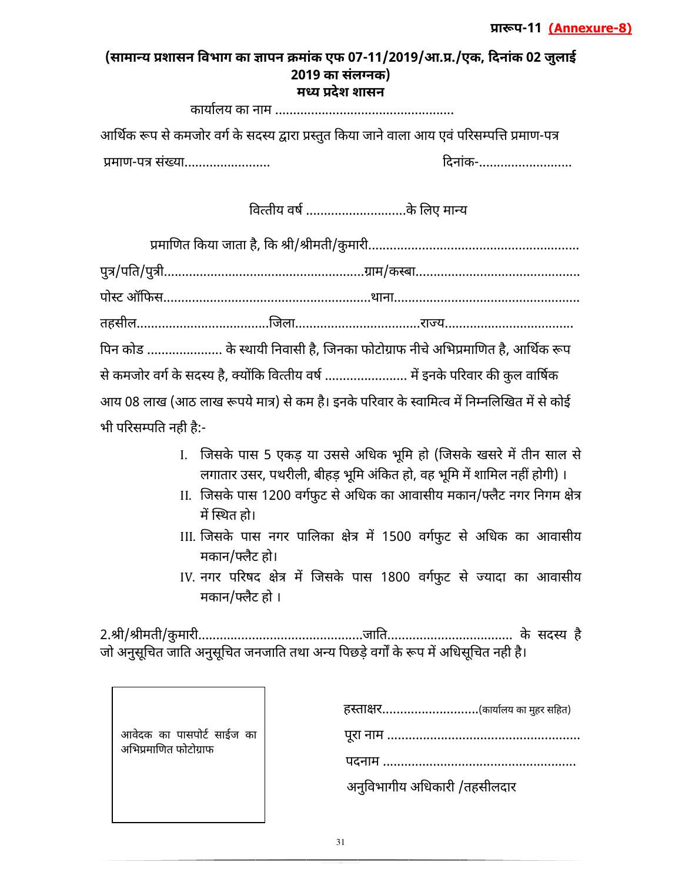**प्रारूप-11 (Annexure-8)**

**(सामान्य प्रशासन विभाग का ज्ञापन क्रमांक एफ 07-11/2019/आ.प्र./एक, दिनांक 02 जुलाई 2019 का संलग्नक)**

**मध्य प्रदेश शासन**

कार्यालय का नाम ..................................................

आर्थिक रूप से कमजोर वर्ग के सदस्य द्वारा प्रस्तुत किया जाने वाला आय एवं परिसम्पत्ति प्रमाण-पत्र

प्रमाण-पत्र संख्या........................ दिनांक-..........................

वित्तीय वर्ष ............................के लिए मान्य

प्रमाणित किया जाता है, कि श्री/श्रीमती/कुमारी..........................................................

पुत्र/पति/पुत्री......................................................ग्राम/कस्बा.............................................

पोस्ट ऑफिस........................................................थाना...................................................

तहसील....................................जिला..................................राज्य...................................

पिन कोड .................... के स्थायी निवासी है, जिनका फोटोग्राफ नीचे अभिप्रमाणित है, आर्थिक रूप से कमजोर वर्ग के सदस्य है, क्योंकि वित्तीय वर्ष ...................... में इनके परिवार की कुल वार्षिक आय 08 लाख (आठ लाख रूपये मात्र) से कम है। इनके परिवार के स्वामित्व में निम्नलिखित में से कोई भी परिसम्पति नही है:-

I. जिसके पास 5 एकड़ या उससे अधिक भूमि हो (जिसके खसरे में तीन साल से लगातार उसर, पथरीली, बीहड़ भूमि अंकित हो, वह भूमि में शामिल नहीं होगी) ।
II. जिसके पास 1200 वर्गफुट से अधिक का आवासीय मकान/फ्लैट नगर निगम क्षेत्र में स्थित हो।
III. जिसके पास नगर पालिका क्षेत्र में 1500 वर्गफुट से अधिक का आवासीय मकान/फ्लैट हो।
IV. नगर परिषद क्षेत्र में जिसके पास 1800 वर्गफुट से ज्यादा का आवासीय मकान/फ्लैट हो ।

2.श्री/श्रीमती/कुमारी.............................................जाति.................................. के सदस्य है जो अनुसूचित जाति अनुसूचित जनजाति तथा अन्य पिछड़े वर्गों के रूप में अधिसूचित नही है।

आवेदक का पासपोर्ट साईज का अभिप्रमाणित फोटोग्राफ

हस्ताक्षर...........................(कार्यालय का मुहर सहित)

पूरा नाम .....................................................

पदनाम .....................................................

अनुविभागीय अधिकारी /तहसीलदार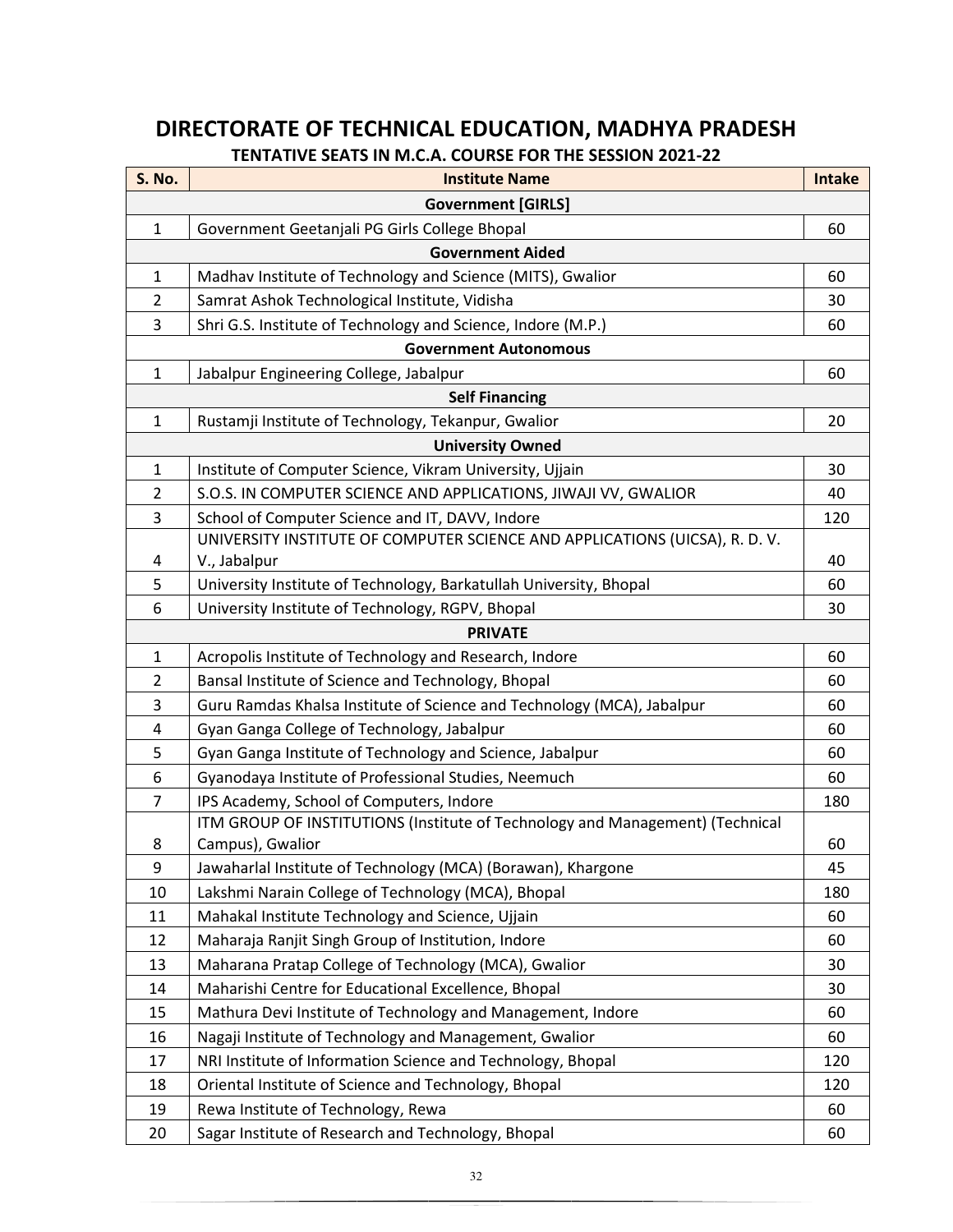# DIRECTORATE OF TECHNICAL EDUCATION, MADHYA PRADESH

## TENTATIVE SEATS IN M.C.A. COURSE FOR THE SESSION 2021-22

| S. No. | Institute Name | Intake |
|---|---|---|
| | **Government [GIRLS]** | |
| 1 | Government Geetanjali PG Girls College Bhopal | 60 |
| | **Government Aided** | |
| 1 | Madhav Institute of Technology and Science (MITS), Gwalior | 60 |
| 2 | Samrat Ashok Technological Institute, Vidisha | 30 |
| 3 | Shri G.S. Institute of Technology and Science, Indore (M.P.) | 60 |
| | **Government Autonomous** | |
| 1 | Jabalpur Engineering College, Jabalpur | 60 |
| | **Self Financing** | |
| 1 | Rustamji Institute of Technology, Tekanpur, Gwalior | 20 |
| | **University Owned** | |
| 1 | Institute of Computer Science, Vikram University, Ujjain | 30 |
| 2 | S.O.S. IN COMPUTER SCIENCE AND APPLICATIONS, JIWAJI VV, GWALIOR | 40 |
| 3 | School of Computer Science and IT, DAVV, Indore | 120 |
| 4 | UNIVERSITY INSTITUTE OF COMPUTER SCIENCE AND APPLICATIONS (UICSA), R. D. V. V., Jabalpur | 40 |
| 5 | University Institute of Technology, Barkatullah University, Bhopal | 60 |
| 6 | University Institute of Technology, RGPV, Bhopal | 30 |
| | **PRIVATE** | |
| 1 | Acropolis Institute of Technology and Research, Indore | 60 |
| 2 | Bansal Institute of Science and Technology, Bhopal | 60 |
| 3 | Guru Ramdas Khalsa Institute of Science and Technology (MCA), Jabalpur | 60 |
| 4 | Gyan Ganga College of Technology, Jabalpur | 60 |
| 5 | Gyan Ganga Institute of Technology and Science, Jabalpur | 60 |
| 6 | Gyanodaya Institute of Professional Studies, Neemuch | 60 |
| 7 | IPS Academy, School of Computers, Indore | 180 |
| 8 | ITM GROUP OF INSTITUTIONS (Institute of Technology and Management) (Technical Campus), Gwalior | 60 |
| 9 | Jawaharlal Institute of Technology (MCA) (Borawan), Khargone | 45 |
| 10 | Lakshmi Narain College of Technology (MCA), Bhopal | 180 |
| 11 | Mahakal Institute Technology and Science, Ujjain | 60 |
| 12 | Maharaja Ranjit Singh Group of Institution, Indore | 60 |
| 13 | Maharana Pratap College of Technology (MCA), Gwalior | 30 |
| 14 | Maharishi Centre for Educational Excellence, Bhopal | 30 |
| 15 | Mathura Devi Institute of Technology and Management, Indore | 60 |
| 16 | Nagaji Institute of Technology and Management, Gwalior | 60 |
| 17 | NRI Institute of Information Science and Technology, Bhopal | 120 |
| 18 | Oriental Institute of Science and Technology, Bhopal | 120 |
| 19 | Rewa Institute of Technology, Rewa | 60 |
| 20 | Sagar Institute of Research and Technology, Bhopal | 60 |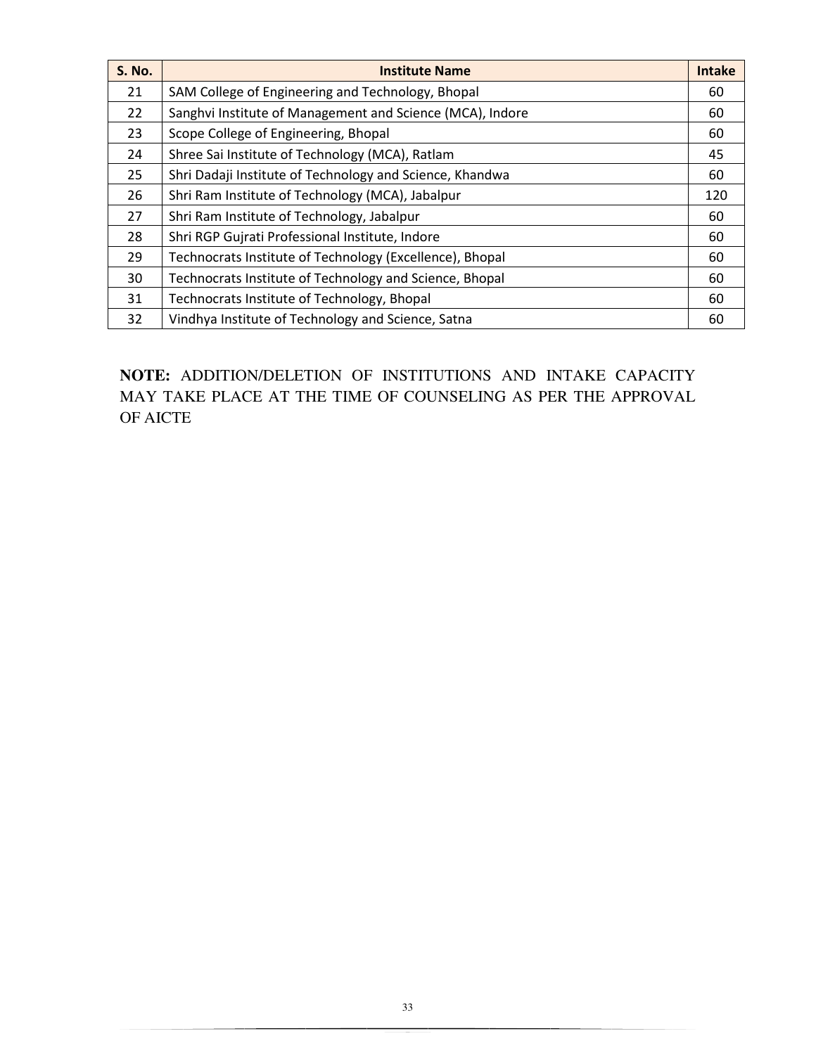| S. No. | Institute Name | Intake |
| --- | --- | --- |
| 21 | SAM College of Engineering and Technology, Bhopal | 60 |
| 22 | Sanghvi Institute of Management and Science (MCA), Indore | 60 |
| 23 | Scope College of Engineering, Bhopal | 60 |
| 24 | Shree Sai Institute of Technology (MCA), Ratlam | 45 |
| 25 | Shri Dadaji Institute of Technology and Science, Khandwa | 60 |
| 26 | Shri Ram Institute of Technology (MCA), Jabalpur | 120 |
| 27 | Shri Ram Institute of Technology, Jabalpur | 60 |
| 28 | Shri RGP Gujrati Professional Institute, Indore | 60 |
| 29 | Technocrats Institute of Technology (Excellence), Bhopal | 60 |
| 30 | Technocrats Institute of Technology and Science, Bhopal | 60 |
| 31 | Technocrats Institute of Technology, Bhopal | 60 |
| 32 | Vindhya Institute of Technology and Science, Satna | 60 |

**NOTE:** ADDITION/DELETION OF INSTITUTIONS AND INTAKE CAPACITY MAY TAKE PLACE AT THE TIME OF COUNSELING AS PER THE APPROVAL OF AICTE